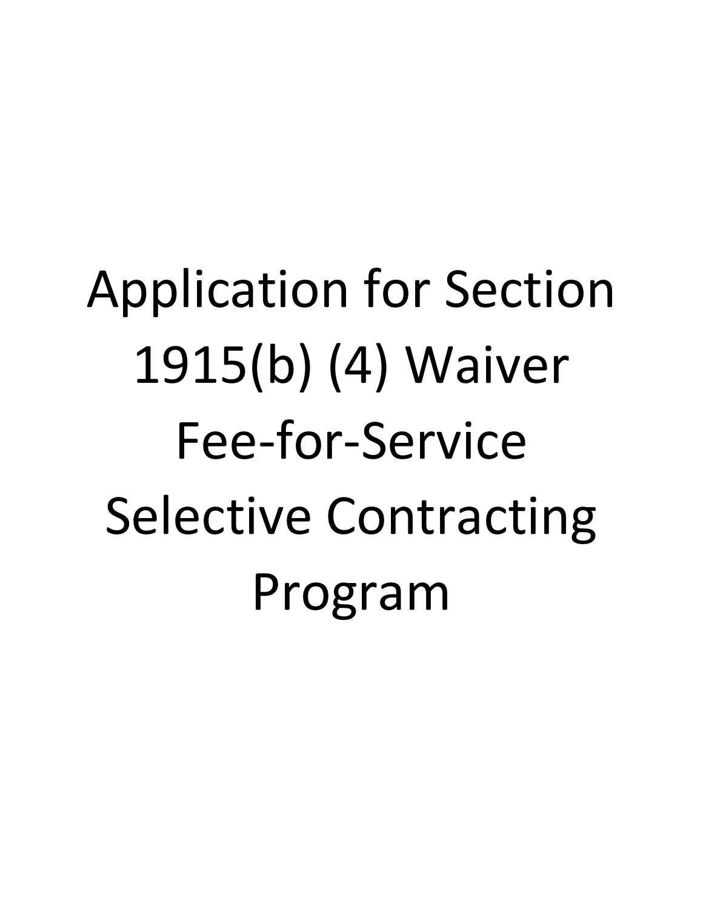# Application for Section 1915(b) (4) Waiver Fee-for-Service Selective Contracting Program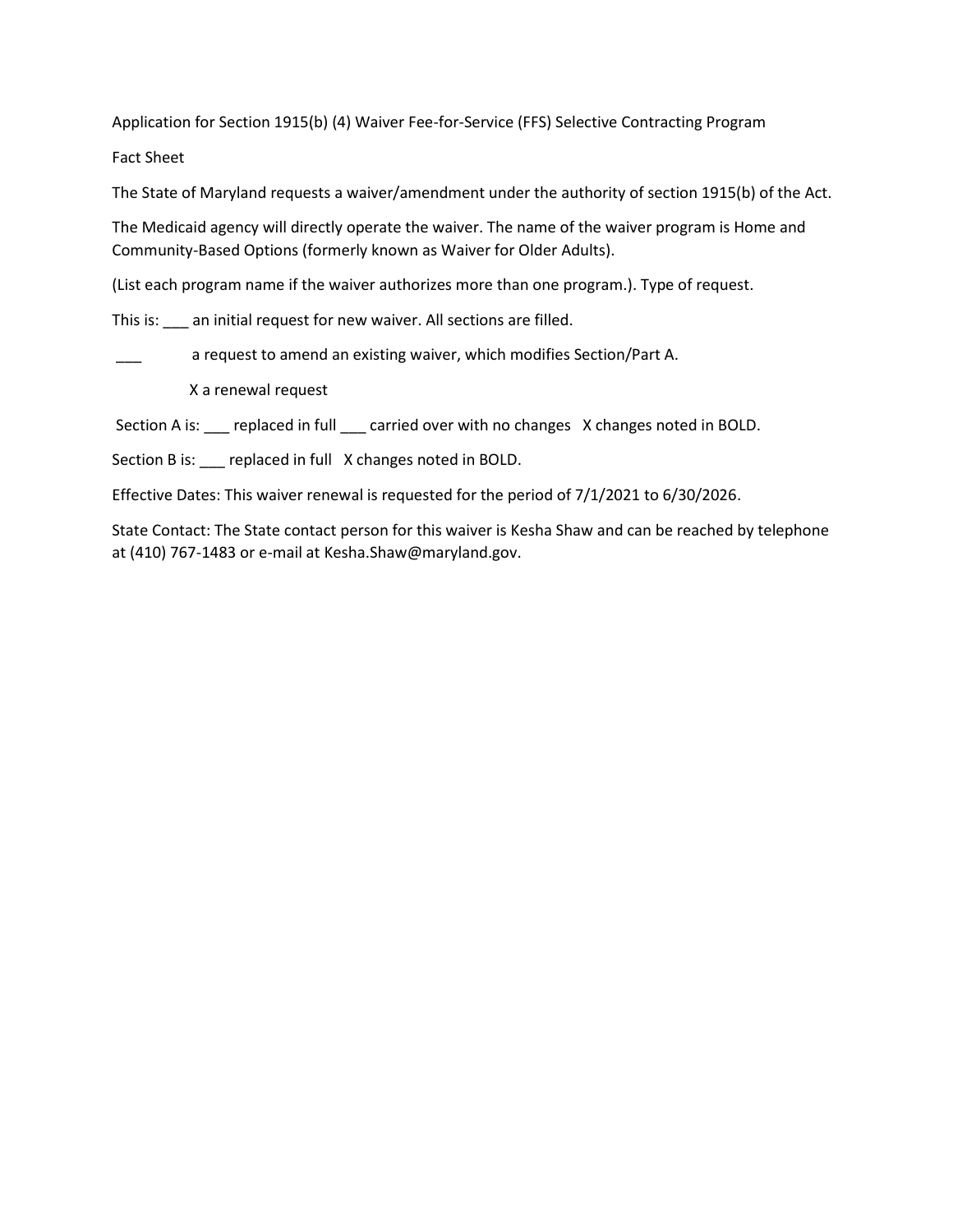Application for Section 1915(b) (4) Waiver Fee-for-Service (FFS) Selective Contracting Program

Fact Sheet

The State of Maryland requests a waiver/amendment under the authority of section 1915(b) of the Act.

The Medicaid agency will directly operate the waiver. The name of the waiver program is Home and Community-Based Options (formerly known as Waiver for Older Adults).

(List each program name if the waiver authorizes more than one program.). Type of request.

This is: ___ an initial request for new waiver. All sections are filled.

___ a request to amend an existing waiver, which modifies Section/Part A.

X a renewal request

Section A is: ___ replaced in full ___ carried over with no changes X changes noted in BOLD.

Section B is: ___ replaced in full X changes noted in BOLD.

Effective Dates: This waiver renewal is requested for the period of 7/1/2021 to 6/30/2026.

State Contact: The State contact person for this waiver is Kesha Shaw and can be reached by telephone at (410) 767-1483 or e-mail at Kesha.Shaw@maryland.gov.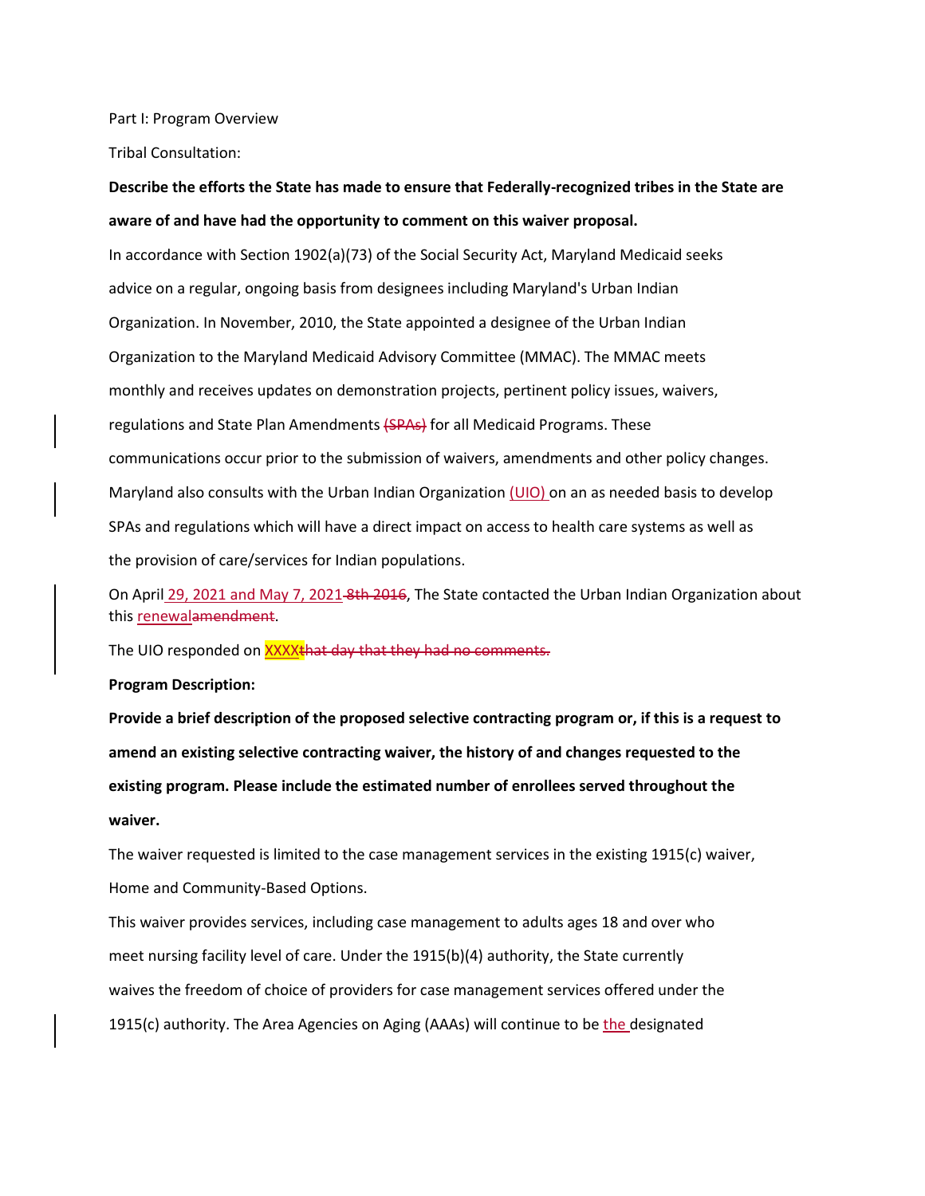Part I: Program Overview

Tribal Consultation:

**Describe the efforts the State has made to ensure that Federally-recognized tribes in the State are aware of and have had the opportunity to comment on this waiver proposal.**

In accordance with Section 1902(a)(73) of the Social Security Act, Maryland Medicaid seeks advice on a regular, ongoing basis from designees including Maryland's Urban Indian Organization. In November, 2010, the State appointed a designee of the Urban Indian Organization to the Maryland Medicaid Advisory Committee (MMAC). The MMAC meets monthly and receives updates on demonstration projects, pertinent policy issues, waivers, regulations and State Plan Amendments ~~(SPAs)~~ for all Medicaid Programs. These communications occur prior to the submission of waivers, amendments and other policy changes. Maryland also consults with the Urban Indian Organization (UIO) on an as needed basis to develop SPAs and regulations which will have a direct impact on access to health care systems as well as the provision of care/services for Indian populations.

On April 29, 2021 and May 7, 2021 ~~8th 2016~~, The State contacted the Urban Indian Organization about this renewal~~amendment~~.

The UIO responded on XXXX~~that day that they had no comments.~~

**Program Description:**

**Provide a brief description of the proposed selective contracting program or, if this is a request to amend an existing selective contracting waiver, the history of and changes requested to the existing program. Please include the estimated number of enrollees served throughout the waiver.**

The waiver requested is limited to the case management services in the existing 1915(c) waiver, Home and Community-Based Options.

This waiver provides services, including case management to adults ages 18 and over who meet nursing facility level of care. Under the 1915(b)(4) authority, the State currently waives the freedom of choice of providers for case management services offered under the 1915(c) authority. The Area Agencies on Aging (AAAs) will continue to be the designated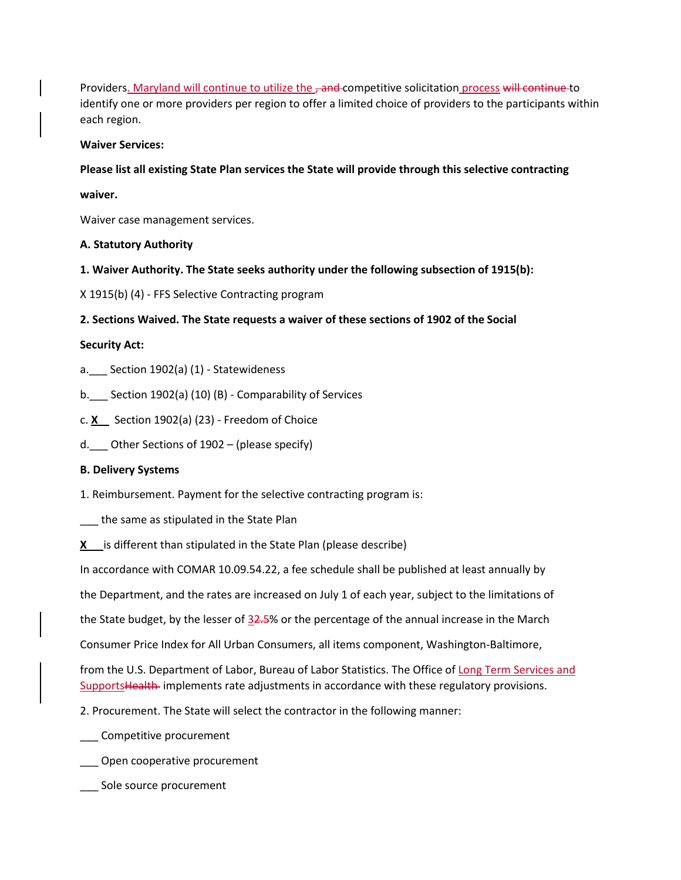Providers. Maryland will continue to utilize the ~~, and~~ competitive solicitation process ~~will continue~~ to identify one or more providers per region to offer a limited choice of providers to the participants within each region.

**Waiver Services:**

**Please list all existing State Plan services the State will provide through this selective contracting waiver.**

Waiver case management services.

**A. Statutory Authority**

**1. Waiver Authority. The State seeks authority under the following subsection of 1915(b):**

X 1915(b) (4) - FFS Selective Contracting program

**2. Sections Waived. The State requests a waiver of these sections of 1902 of the Social Security Act:**

a.___ Section 1902(a) (1) - Statewideness

b.___ Section 1902(a) (10) (B) - Comparability of Services

c. **X** Section 1902(a) (23) - Freedom of Choice

d.___ Other Sections of 1902 – (please specify)

**B. Delivery Systems**

1. Reimbursement. Payment for the selective contracting program is:

___ the same as stipulated in the State Plan

**X** is different than stipulated in the State Plan (please describe)

In accordance with COMAR 10.09.54.22, a fee schedule shall be published at least annually by the Department, and the rates are increased on July 1 of each year, subject to the limitations of the State budget, by the lesser of 3~~2.5~~% or the percentage of the annual increase in the March Consumer Price Index for All Urban Consumers, all items component, Washington-Baltimore, from the U.S. Department of Labor, Bureau of Labor Statistics. The Office of Long Term Services and Supports ~~Health~~ implements rate adjustments in accordance with these regulatory provisions.

2. Procurement. The State will select the contractor in the following manner:

___ Competitive procurement

___ Open cooperative procurement

___ Sole source procurement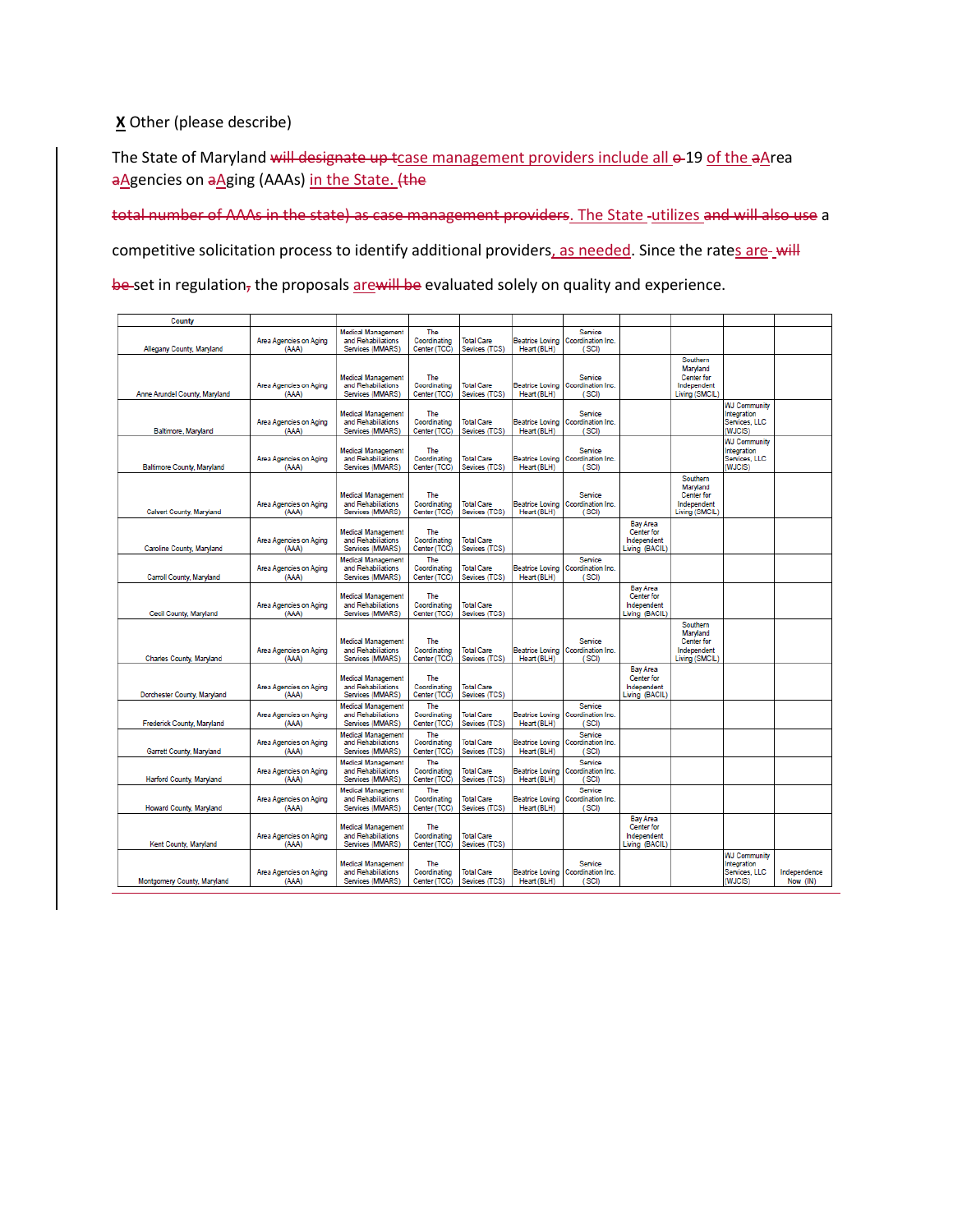**X** Other (please describe)

The State of Maryland ~~will designate up t~~case management providers include all ~~o~~19 of the ~~a~~Area ~~a~~Agencies on ~~a~~Aging (AAAs) in the State. ~~(the total number of AAAs in the state) as case management providers~~. The State ~~-~~utilizes ~~and will also use~~ a competitive solicitation process to identify additional providers, as needed. Since the rates are ~~will be~~ set in regulation~~,~~ the proposals are~~will be~~ evaluated solely on quality and experience.

| County | | | | | | | | | | |
|---|---|---|---|---|---|---|---|---|---|---|
| Allegany County, Maryland | Area Agencies on Aging (AAA) | Medical Management and Rehabilitations Services (MMARS) | The Coordinating Center (TCC) | Total Care Sevices (TCS) | Beatrice Loving Heart (BLH) | Service Coordination Inc. (SCI) | | | | |
| Anne Arundel County, Maryland | Area Agencies on Aging (AAA) | Medical Management and Rehabilitations Services (MMARS) | The Coordinating Center (TCC) | Total Care Sevices (TCS) | Beatrice Loving Heart (BLH) | Service Coordination Inc. (SCI) | | Southern Maryland Center for Independent Living (SMCIL) | | |
| Baltimore, Maryland | Area Agencies on Aging (AAA) | Medical Management and Rehabilitations Services (MMARS) | The Coordinating Center (TCC) | Total Care Sevices (TCS) | Beatrice Loving Heart (BLH) | Service Coordination Inc. (SCI) | | | WJ Community Integration Services, LLC (WJCIS) | |
| Baltimore County, Maryland | Area Agencies on Aging (AAA) | Medical Management and Rehabilitations Services (MMARS) | The Coordinating Center (TCC) | Total Care Sevices (TCS) | Beatrice Loving Heart (BLH) | Service Coordination Inc. (SCI) | | | WJ Community Integration Services, LLC (WJCIS) | |
| Calvert County, Maryland | Area Agencies on Aging (AAA) | Medical Management and Rehabilitations Services (MMARS) | The Coordinating Center (TCC) | Total Care Sevices (TCS) | Beatrice Loving Heart (BLH) | Service Coordination Inc. (SCI) | | Southern Maryland Center for Independent Living (SMCIL) | | |
| Caroline County, Maryland | Area Agencies on Aging (AAA) | Medical Management and Rehabilitations Services (MMARS) | The Coordinating Center (TCC) | Total Care Sevices (TCS) | | | Bay Area Center for Independent Living (BACIL) | | | |
| Carroll County, Maryland | Area Agencies on Aging (AAA) | Medical Management and Rehabilitations Services (MMARS) | The Coordinating Center (TCC) | Total Care Sevices (TCS) | Beatrice Loving Heart (BLH) | Service Coordination Inc. (SCI) | | | | |
| Cecil County, Maryland | Area Agencies on Aging (AAA) | Medical Management and Rehabilitations Services (MMARS) | The Coordinating Center (TCC) | Total Care Sevices (TCS) | | | Bay Area Center for Independent Living (BACIL) | | | |
| Charles County, Maryland | Area Agencies on Aging (AAA) | Medical Management and Rehabilitations Services (MMARS) | The Coordinating Center (TCC) | Total Care Sevices (TCS) | Beatrice Loving Heart (BLH) | Service Coordination Inc. (SCI) | | Southern Maryland Center for Independent Living (SMCIL) | | |
| Dorchester County, Maryland | Area Agencies on Aging (AAA) | Medical Management and Rehabilitations Services (MMARS) | The Coordinating Center (TCC) | Total Care Sevices (TCS) | | | Bay Area Center for Independent Living (BACIL) | | | |
| Frederick County, Maryland | Area Agencies on Aging (AAA) | Medical Management and Rehabilitations Services (MMARS) | The Coordinating Center (TCC) | Total Care Sevices (TCS) | Beatrice Loving Heart (BLH) | Service Coordination Inc. (SCI) | | | | |
| Garrett County, Maryland | Area Agencies on Aging (AAA) | Medical Management and Rehabilitations Services (MMARS) | The Coordinating Center (TCC) | Total Care Sevices (TCS) | Beatrice Loving Heart (BLH) | Service Coordination Inc. (SCI) | | | | |
| Harford County, Maryland | Area Agencies on Aging (AAA) | Medical Management and Rehabilitations Services (MMARS) | The Coordinating Center (TCC) | Total Care Sevices (TCS) | Beatrice Loving Heart (BLH) | Service Coordination Inc. (SCI) | | | | |
| Howard County, Maryland | Area Agencies on Aging (AAA) | Medical Management and Rehabilitations Services (MMARS) | The Coordinating Center (TCC) | Total Care Sevices (TCS) | Beatrice Loving Heart (BLH) | Service Coordination Inc. (SCI) | | | | |
| Kent County, Maryland | Area Agencies on Aging (AAA) | Medical Management and Rehabilitations Services (MMARS) | The Coordinating Center (TCC) | Total Care Sevices (TCS) | | | Bay Area Center for Independent Living (BACIL) | | | |
| Montgomery County, Maryland | Area Agencies on Aging (AAA) | Medical Management and Rehabilitations Services (MMARS) | The Coordinating Center (TCC) | Total Care Sevices (TCS) | Beatrice Loving Heart (BLH) | Service Coordination Inc. (SCI) | | | WJ Community Integration Services, LLC (WJCIS) | Independence Now (IN) |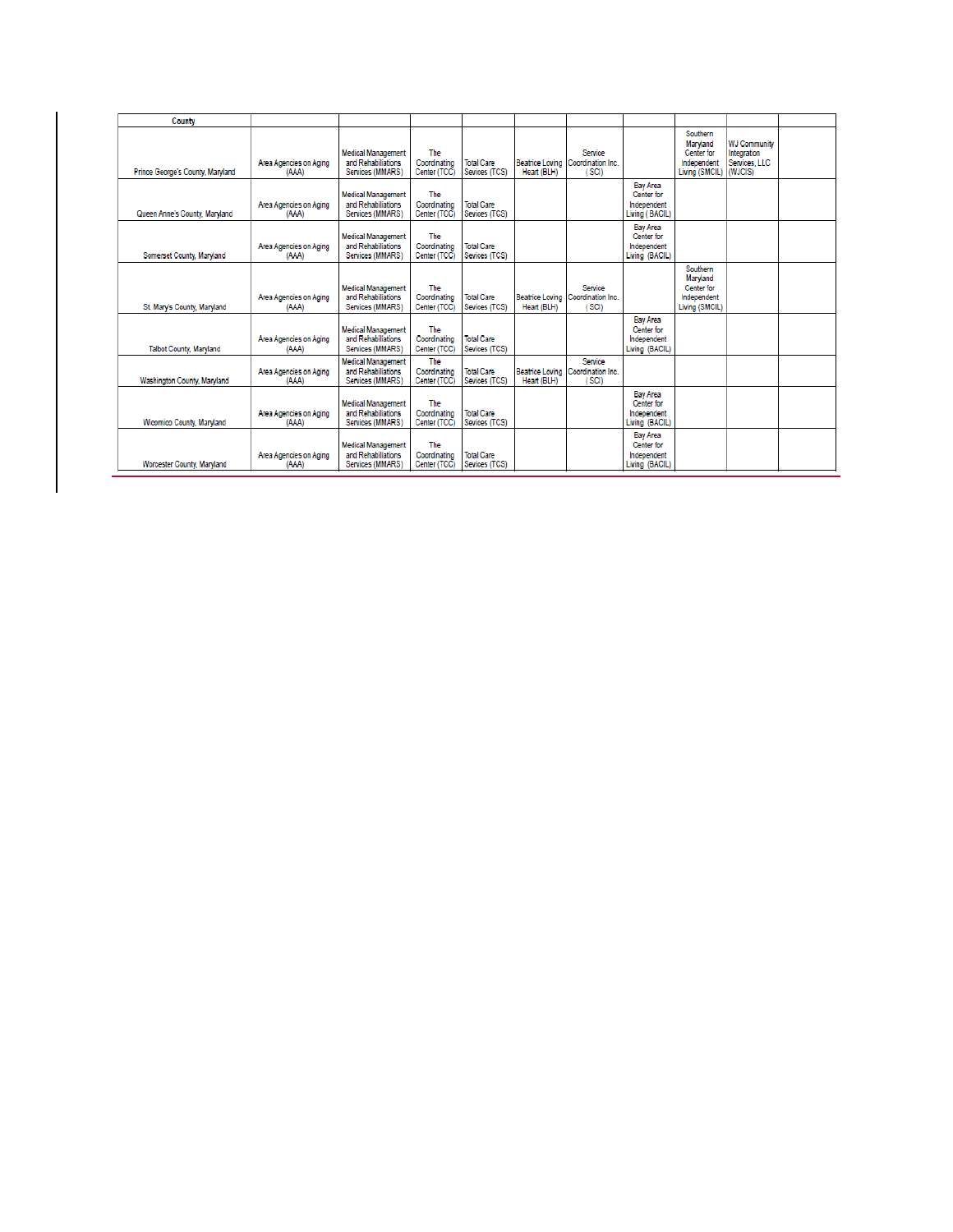| County | | | | | | | | | | |
|---|---|---|---|---|---|---|---|---|---|---|
| Prince George's County, Maryland | Area Agencies on Aging (AAA) | Medical Management and Rehabilitations Services (MMARS) | The Coordinating Center (TCC) | Total Care Sevices (TCS) | Beatrice Loving Heart (BLH) | Service Coordination Inc. ( SCI) | | Southern Maryland Center for Independent Living (SMCIL) | WJ Community Integration Services, LLC (WJCIS) | |
| Queen Anne's County, Maryland | Area Agencies on Aging (AAA) | Medical Management and Rehabilitations Services (MMARS) | The Coordinating Center (TCC) | Total Care Sevices (TCS) | | | Bay Area Center for Independent Living ( BACIL) | | | |
| Somerset County, Maryland | Area Agencies on Aging (AAA) | Medical Management and Rehabilitations Services (MMARS) | The Coordinating Center (TCC) | Total Care Sevices (TCS) | | | Bay Area Center for Independent Living (BACIL) | | | |
| St. Mary's County, Maryland | Area Agencies on Aging (AAA) | Medical Management and Rehabilitations Services (MMARS) | The Coordinating Center (TCC) | Total Care Sevices (TCS) | Beatrice Loving Heart (BLH) | Service Coordination Inc. ( SCI) | | Southern Maryland Center for Independent Living (SMCIL) | | |
| Talbot County, Maryland | Area Agencies on Aging (AAA) | Medical Management and Rehabilitations Services (MMARS) | The Coordinating Center (TCC) | Total Care Sevices (TCS) | | | Bay Area Center for Independent Living (BACIL) | | | |
| Washington County, Maryland | Area Agencies on Aging (AAA) | Medical Management and Rehabilitations Services (MMARS) | The Coordinating Center (TCC) | Total Care Sevices (TCS) | Beatrice Loving Heart (BLH) | Service Coordination Inc. ( SCI) | | | | |
| Wicomico County, Maryland | Area Agencies on Aging (AAA) | Medical Management and Rehabilitations Services (MMARS) | The Coordinating Center (TCC) | Total Care Sevices (TCS) | | | Bay Area Center for Independent Living (BACIL) | | | |
| Worcester County, Maryland | Area Agencies on Aging (AAA) | Medical Management and Rehabilitations Services (MMARS) | The Coordinating Center (TCC) | Total Care Sevices (TCS) | | | Bay Area Center for Independent Living (BACIL) | | | |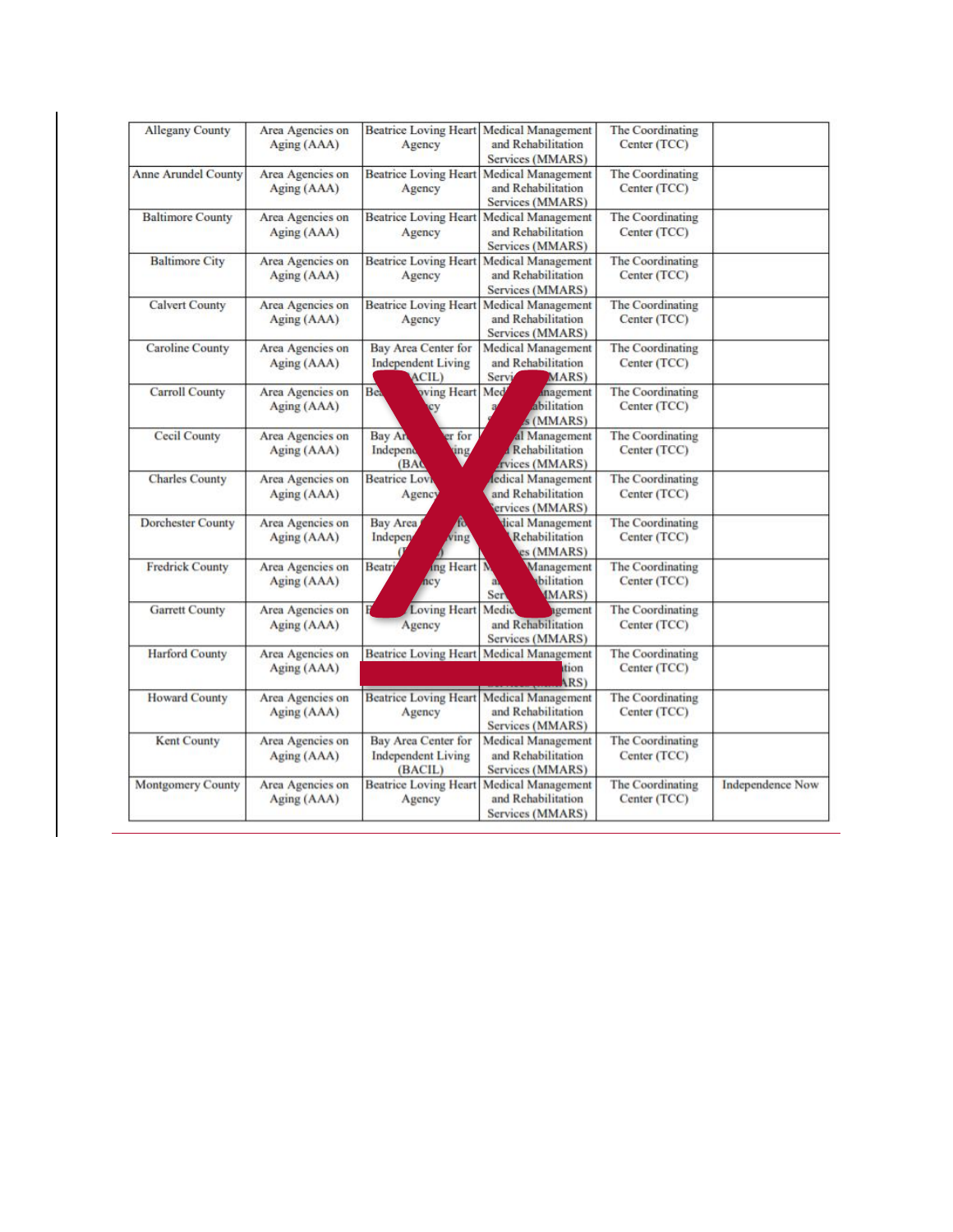| Allegany County | Area Agencies on Aging (AAA) | Beatrice Loving Heart Agency | Medical Management and Rehabilitation Services (MMARS) | The Coordinating Center (TCC) | |
|---|---|---|---|---|---|
| Anne Arundel County | Area Agencies on Aging (AAA) | Beatrice Loving Heart Agency | Medical Management and Rehabilitation Services (MMARS) | The Coordinating Center (TCC) | |
| Baltimore County | Area Agencies on Aging (AAA) | Beatrice Loving Heart Agency | Medical Management and Rehabilitation Services (MMARS) | The Coordinating Center (TCC) | |
| Baltimore City | Area Agencies on Aging (AAA) | Beatrice Loving Heart Agency | Medical Management and Rehabilitation Services (MMARS) | The Coordinating Center (TCC) | |
| Calvert County | Area Agencies on Aging (AAA) | Beatrice Loving Heart Agency | Medical Management and Rehabilitation Services (MMARS) | The Coordinating Center (TCC) | |
| Caroline County | Area Agencies on Aging (AAA) | Bay Area Center for Independent Living (BACIL) | Medical Management and Rehabilitation Services (MMARS) | The Coordinating Center (TCC) | |
| Carroll County | Area Agencies on Aging (AAA) | Beatrice Loving Heart Agency | Medical Management and Rehabilitation Services (MMARS) | The Coordinating Center (TCC) | |
| Cecil County | Area Agencies on Aging (AAA) | Bay Area Center for Independent Living (BACIL) | Medical Management and Rehabilitation Services (MMARS) | The Coordinating Center (TCC) | |
| Charles County | Area Agencies on Aging (AAA) | Beatrice Loving Heart Agency | Medical Management and Rehabilitation Services (MMARS) | The Coordinating Center (TCC) | |
| Dorchester County | Area Agencies on Aging (AAA) | Bay Area Center for Independent Living (BACIL) | Medical Management and Rehabilitation Services (MMARS) | The Coordinating Center (TCC) | |
| Fredrick County | Area Agencies on Aging (AAA) | Beatrice Loving Heart Agency | Medical Management and Rehabilitation Services (MMARS) | The Coordinating Center (TCC) | |
| Garrett County | Area Agencies on Aging (AAA) | Beatrice Loving Heart Agency | Medical Management and Rehabilitation Services (MMARS) | The Coordinating Center (TCC) | |
| Harford County | Area Agencies on Aging (AAA) | Beatrice Loving Heart Agency | Medical Management and Rehabilitation Services (MMARS) | The Coordinating Center (TCC) | |
| Howard County | Area Agencies on Aging (AAA) | Beatrice Loving Heart Agency | Medical Management and Rehabilitation Services (MMARS) | The Coordinating Center (TCC) | |
| Kent County | Area Agencies on Aging (AAA) | Bay Area Center for Independent Living (BACIL) | Medical Management and Rehabilitation Services (MMARS) | The Coordinating Center (TCC) | |
| Montgomery County | Area Agencies on Aging (AAA) | Beatrice Loving Heart Agency | Medical Management and Rehabilitation Services (MMARS) | The Coordinating Center (TCC) | Independence Now |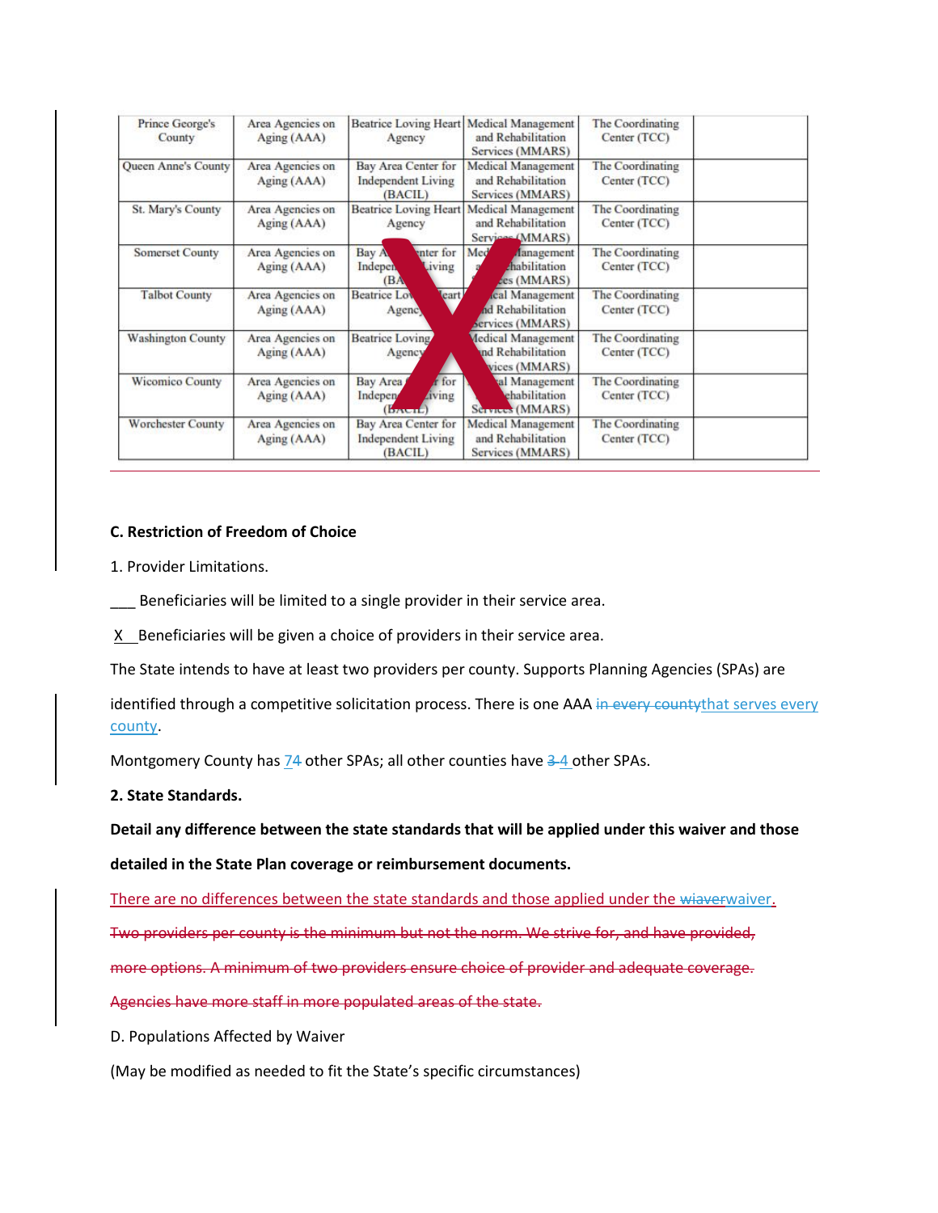| Prince George's County | Area Agencies on Aging (AAA) | Beatrice Loving Heart Agency | Medical Management and Rehabilitation Services (MMARS) | The Coordinating Center (TCC) | |
|---|---|---|---|---|---|
| Queen Anne's County | Area Agencies on Aging (AAA) | Bay Area Center for Independent Living (BACIL) | Medical Management and Rehabilitation Services (MMARS) | The Coordinating Center (TCC) | |
| St. Mary's County | Area Agencies on Aging (AAA) | Beatrice Loving Heart Agency | Medical Management and Rehabilitation Services (MMARS) | The Coordinating Center (TCC) | |
| Somerset County | Area Agencies on Aging (AAA) | Bay Area Center for Independent Living (BACIL) | Medical Management and Rehabilitation Services (MMARS) | The Coordinating Center (TCC) | |
| Talbot County | Area Agencies on Aging (AAA) | Beatrice Loving Heart Agency | Medical Management and Rehabilitation Services (MMARS) | The Coordinating Center (TCC) | |
| Washington County | Area Agencies on Aging (AAA) | Beatrice Loving Heart Agency | Medical Management and Rehabilitation Services (MMARS) | The Coordinating Center (TCC) | |
| Wicomico County | Area Agencies on Aging (AAA) | Bay Area Center for Independent Living (BACIL) | Medical Management and Rehabilitation Services (MMARS) | The Coordinating Center (TCC) | |
| Worchester County | Area Agencies on Aging (AAA) | Bay Area Center for Independent Living (BACIL) | Medical Management and Rehabilitation Services (MMARS) | The Coordinating Center (TCC) | |

**C. Restriction of Freedom of Choice**

1. Provider Limitations.

___ Beneficiaries will be limited to a single provider in their service area.

X Beneficiaries will be given a choice of providers in their service area.

The State intends to have at least two providers per county. Supports Planning Agencies (SPAs) are identified through a competitive solicitation process. There is one AAA ~~in every county~~that serves every county.

Montgomery County has ~~7~~4 other SPAs; all other counties have ~~3~~ 4 other SPAs.

**2. State Standards.**

**Detail any difference between the state standards that will be applied under this waiver and those detailed in the State Plan coverage or reimbursement documents.**

There are no differences between the state standards and those applied under the ~~wiaver~~waiver.

~~Two providers per county is the minimum but not the norm. We strive for, and have provided, more options. A minimum of two providers ensure choice of provider and adequate coverage. Agencies have more staff in more populated areas of the state.~~

D. Populations Affected by Waiver

(May be modified as needed to fit the State's specific circumstances)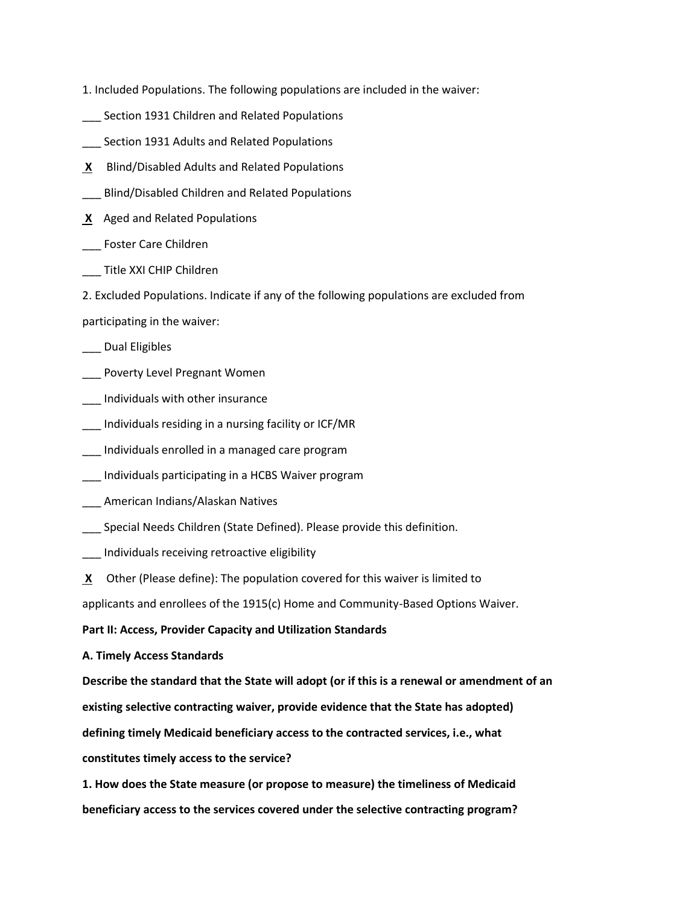1. Included Populations. The following populations are included in the waiver:

___ Section 1931 Children and Related Populations

___ Section 1931 Adults and Related Populations

X Blind/Disabled Adults and Related Populations

___ Blind/Disabled Children and Related Populations

X Aged and Related Populations

___ Foster Care Children

___ Title XXI CHIP Children

2. Excluded Populations. Indicate if any of the following populations are excluded from participating in the waiver:

___ Dual Eligibles

___ Poverty Level Pregnant Women

___ Individuals with other insurance

___ Individuals residing in a nursing facility or ICF/MR

___ Individuals enrolled in a managed care program

___ Individuals participating in a HCBS Waiver program

___ American Indians/Alaskan Natives

___ Special Needs Children (State Defined). Please provide this definition.

___ Individuals receiving retroactive eligibility

X Other (Please define): The population covered for this waiver is limited to applicants and enrollees of the 1915(c) Home and Community-Based Options Waiver.

**Part II: Access, Provider Capacity and Utilization Standards**

**A. Timely Access Standards**

**Describe the standard that the State will adopt (or if this is a renewal or amendment of an existing selective contracting waiver, provide evidence that the State has adopted) defining timely Medicaid beneficiary access to the contracted services, i.e., what constitutes timely access to the service?**

**1. How does the State measure (or propose to measure) the timeliness of Medicaid beneficiary access to the services covered under the selective contracting program?**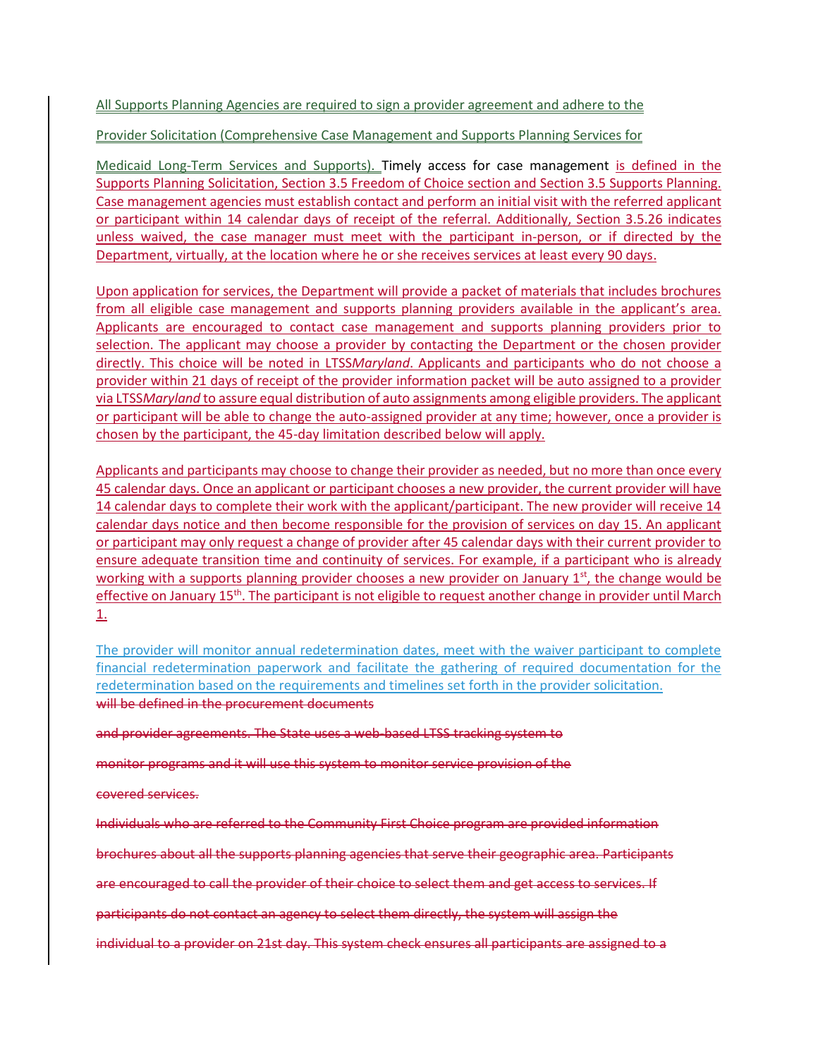All Supports Planning Agencies are required to sign a provider agreement and adhere to the

Provider Solicitation (Comprehensive Case Management and Supports Planning Services for

Medicaid Long-Term Services and Supports). Timely access for case management is defined in the Supports Planning Solicitation, Section 3.5 Freedom of Choice section and Section 3.5 Supports Planning. Case management agencies must establish contact and perform an initial visit with the referred applicant or participant within 14 calendar days of receipt of the referral. Additionally, Section 3.5.26 indicates unless waived, the case manager must meet with the participant in-person, or if directed by the Department, virtually, at the location where he or she receives services at least every 90 days.

Upon application for services, the Department will provide a packet of materials that includes brochures from all eligible case management and supports planning providers available in the applicant's area. Applicants are encouraged to contact case management and supports planning providers prior to selection. The applicant may choose a provider by contacting the Department or the chosen provider directly. This choice will be noted in LTSS*Maryland*. Applicants and participants who do not choose a provider within 21 days of receipt of the provider information packet will be auto assigned to a provider via LTSS*Maryland* to assure equal distribution of auto assignments among eligible providers. The applicant or participant will be able to change the auto-assigned provider at any time; however, once a provider is chosen by the participant, the 45-day limitation described below will apply.

Applicants and participants may choose to change their provider as needed, but no more than once every 45 calendar days. Once an applicant or participant chooses a new provider, the current provider will have 14 calendar days to complete their work with the applicant/participant. The new provider will receive 14 calendar days notice and then become responsible for the provision of services on day 15. An applicant or participant may only request a change of provider after 45 calendar days with their current provider to ensure adequate transition time and continuity of services. For example, if a participant who is already working with a supports planning provider chooses a new provider on January 1st, the change would be effective on January 15th. The participant is not eligible to request another change in provider until March 1.

The provider will monitor annual redetermination dates, meet with the waiver participant to complete financial redetermination paperwork and facilitate the gathering of required documentation for the redetermination based on the requirements and timelines set forth in the provider solicitation.

~~will be defined in the procurement documents~~

~~and provider agreements. The State uses a web-based LTSS tracking system to~~

~~monitor programs and it will use this system to monitor service provision of the~~

~~covered services.~~

~~Individuals who are referred to the Community First Choice program are provided information~~

~~brochures about all the supports planning agencies that serve their geographic area. Participants~~

~~are encouraged to call the provider of their choice to select them and get access to services. If~~

~~participants do not contact an agency to select them directly, the system will assign the~~

~~individual to a provider on 21st day. This system check ensures all participants are assigned to a~~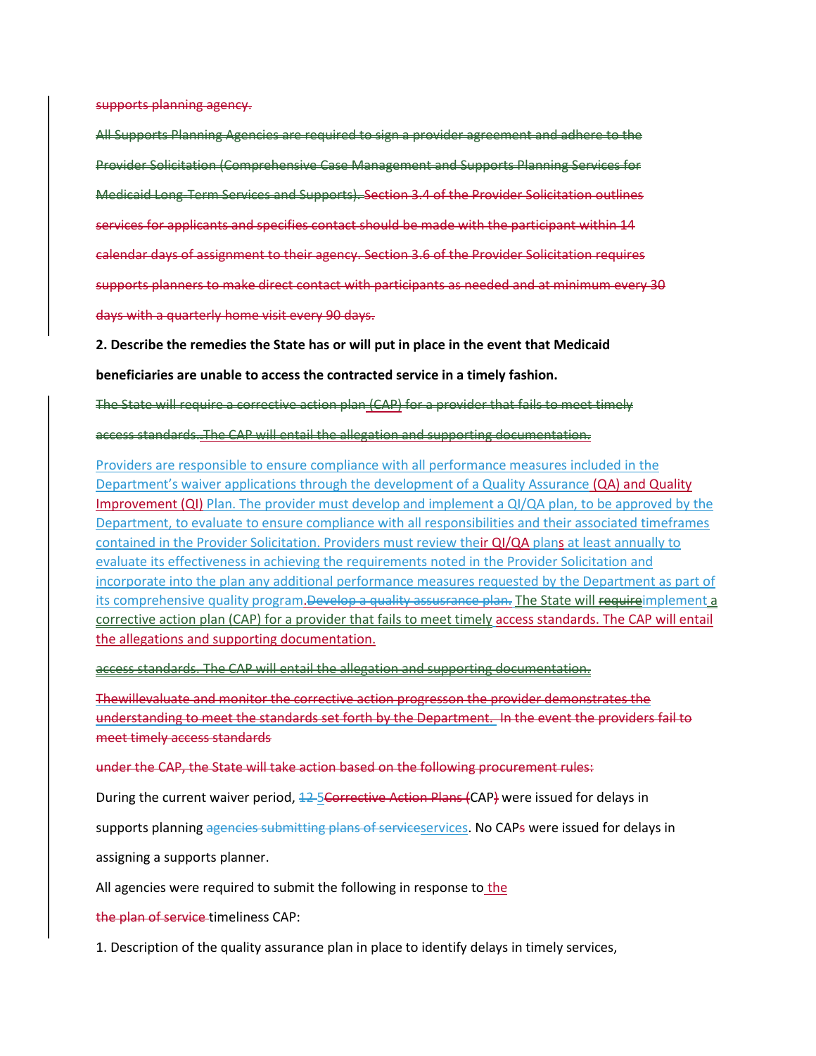~~supports planning agency.~~

~~All Supports Planning Agencies are required to sign a provider agreement and adhere to the Provider Solicitation (Comprehensive Case Management and Supports Planning Services for Medicaid Long-Term Services and Supports). Section 3.4 of the Provider Solicitation outlines services for applicants and specifies contact should be made with the participant within 14 calendar days of assignment to their agency. Section 3.6 of the Provider Solicitation requires supports planners to make direct contact with participants as needed and at minimum every 30 days with a quarterly home visit every 90 days.~~

**2. Describe the remedies the State has or will put in place in the event that Medicaid beneficiaries are unable to access the contracted service in a timely fashion.**

~~The State will require a corrective action plan (CAP) for a provider that fails to meet timely access standards. The CAP will entail the allegation and supporting documentation.~~

Providers are responsible to ensure compliance with all performance measures included in the Department's waiver applications through the development of a Quality Assurance (QA) and Quality Improvement (QI) Plan. The provider must develop and implement a QI/QA plan, to be approved by the Department, to evaluate to ensure compliance with all responsibilities and their associated timeframes contained in the Provider Solicitation. Providers must review their QI/QA plans at least annually to evaluate its effectiveness in achieving the requirements noted in the Provider Solicitation and incorporate into the plan any additional performance measures requested by the Department as part of its comprehensive quality program.~~Develop a quality assusrance plan.~~ The State will ~~require~~implement a corrective action plan (CAP) for a provider that fails to meet timely access standards. The CAP will entail the allegations and supporting documentation.

~~access standards. The CAP will entail the allegation and supporting documentation.~~

~~Thewillevaluate and monitor the corrective action progresson the provider demonstrates the understanding to meet the standards set forth by the Department. In the event the providers fail to meet timely access standards~~

~~under the CAP, the State will take action based on the following procurement rules:~~

During the current waiver period, ~~12~~ 5 ~~Corrective Action Plans (~~CAP~~)~~ were issued for delays in supports planning ~~agencies submitting plans of service~~services. No CAP~~s~~ were issued for delays in assigning a supports planner.

All agencies were required to submit the following in response to the ~~the plan of service~~ timeliness CAP:

1. Description of the quality assurance plan in place to identify delays in timely services,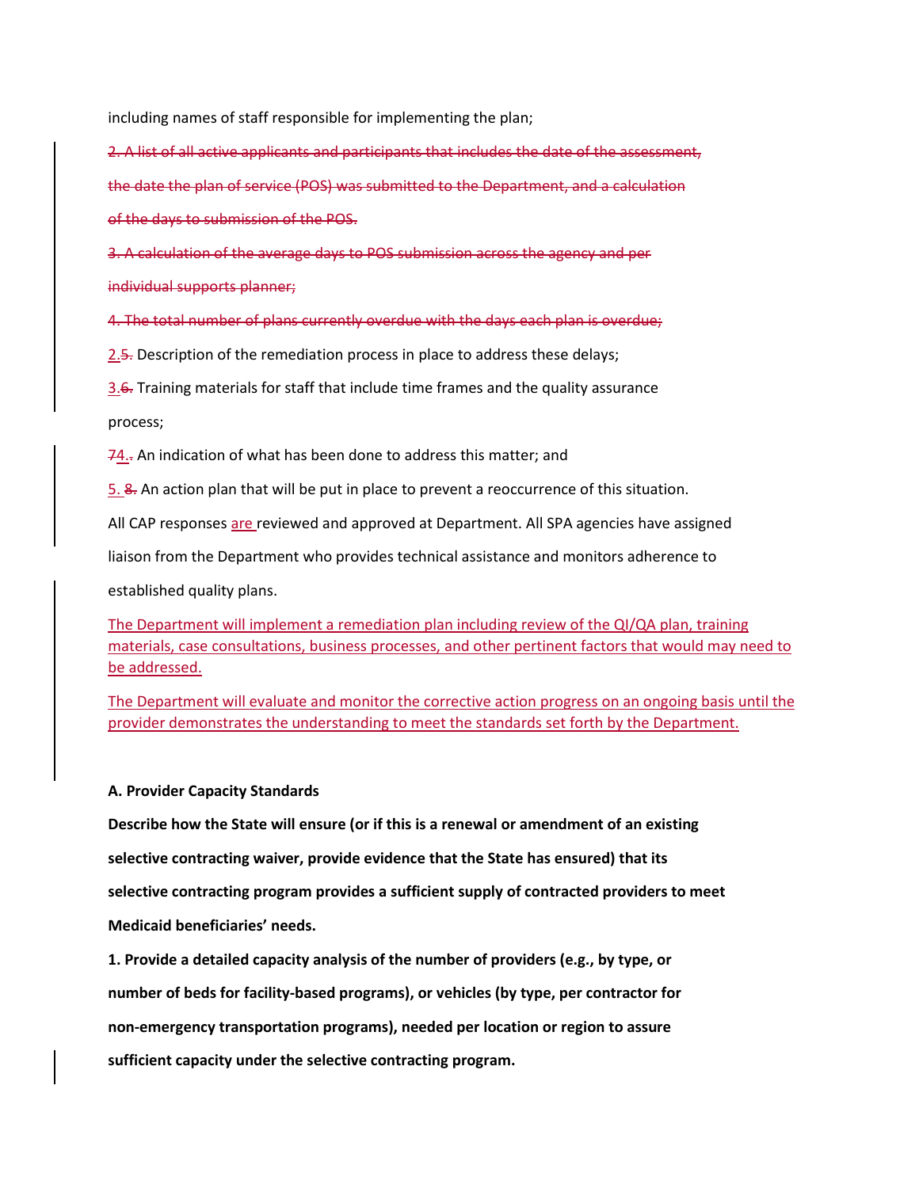including names of staff responsible for implementing the plan;

~~2. A list of all active applicants and participants that includes the date of the assessment, the date the plan of service (POS) was submitted to the Department, and a calculation of the days to submission of the POS.~~

~~3. A calculation of the average days to POS submission across the agency and per individual supports planner;~~

~~4. The total number of plans currently overdue with the days each plan is overdue;~~

2.~~5.~~ Description of the remediation process in place to address these delays;

3.~~6.~~ Training materials for staff that include time frames and the quality assurance process;

~~7~~4.~~.~~ An indication of what has been done to address this matter; and

5. ~~8.~~ An action plan that will be put in place to prevent a reoccurrence of this situation.

All CAP responses are reviewed and approved at Department. All SPA agencies have assigned liaison from the Department who provides technical assistance and monitors adherence to established quality plans.

The Department will implement a remediation plan including review of the QI/QA plan, training materials, case consultations, business processes, and other pertinent factors that would may need to be addressed.

The Department will evaluate and monitor the corrective action progress on an ongoing basis until the provider demonstrates the understanding to meet the standards set forth by the Department.

**A. Provider Capacity Standards**

**Describe how the State will ensure (or if this is a renewal or amendment of an existing selective contracting waiver, provide evidence that the State has ensured) that its selective contracting program provides a sufficient supply of contracted providers to meet Medicaid beneficiaries' needs.**

**1. Provide a detailed capacity analysis of the number of providers (e.g., by type, or number of beds for facility-based programs), or vehicles (by type, per contractor for non-emergency transportation programs), needed per location or region to assure sufficient capacity under the selective contracting program.**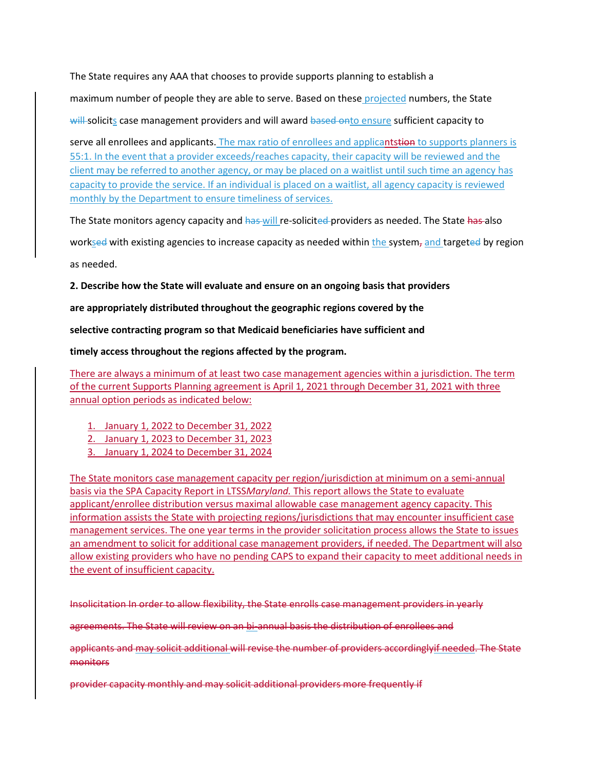The State requires any AAA that chooses to provide supports planning to establish a maximum number of people they are able to serve. Based on these projected numbers, the State ~~will~~ solicits case management providers and will award ~~based on~~to ensure sufficient capacity to serve all enrollees and applicants. The max ratio of enrollees and applicants~~tion~~ to supports planners is 55:1. In the event that a provider exceeds/reaches capacity, their capacity will be reviewed and the client may be referred to another agency, or may be placed on a waitlist until such time an agency has capacity to provide the service. If an individual is placed on a waitlist, all agency capacity is reviewed monthly by the Department to ensure timeliness of services.

The State monitors agency capacity and ~~has~~ will re-solicit~~ed~~ providers as needed. The State ~~has~~ also works~~ed~~ with existing agencies to increase capacity as needed within the system~~,~~ and target~~ed~~ by region as needed.

**2. Describe how the State will evaluate and ensure on an ongoing basis that providers are appropriately distributed throughout the geographic regions covered by the selective contracting program so that Medicaid beneficiaries have sufficient and timely access throughout the regions affected by the program.**

There are always a minimum of at least two case management agencies within a jurisdiction. The term of the current Supports Planning agreement is April 1, 2021 through December 31, 2021 with three annual option periods as indicated below:

1. January 1, 2022 to December 31, 2022
2. January 1, 2023 to December 31, 2023
3. January 1, 2024 to December 31, 2024

The State monitors case management capacity per region/jurisdiction at minimum on a semi-annual basis via the SPA Capacity Report in LTSS*Maryland.* This report allows the State to evaluate applicant/enrollee distribution versus maximal allowable case management agency capacity. This information assists the State with projecting regions/jurisdictions that may encounter insufficient case management services. The one year terms in the provider solicitation process allows the State to issues an amendment to solicit for additional case management providers, if needed. The Department will also allow existing providers who have no pending CAPS to expand their capacity to meet additional needs in the event of insufficient capacity.

~~Insolicitation In order to allow flexibility, the State enrolls case management providers in yearly agreements. The State will review on an bi-annual basis the distribution of enrollees and applicants and may solicit additional will revise the number of providers accordinglyif needed. The State monitors provider capacity monthly and may solicit additional providers more frequently if~~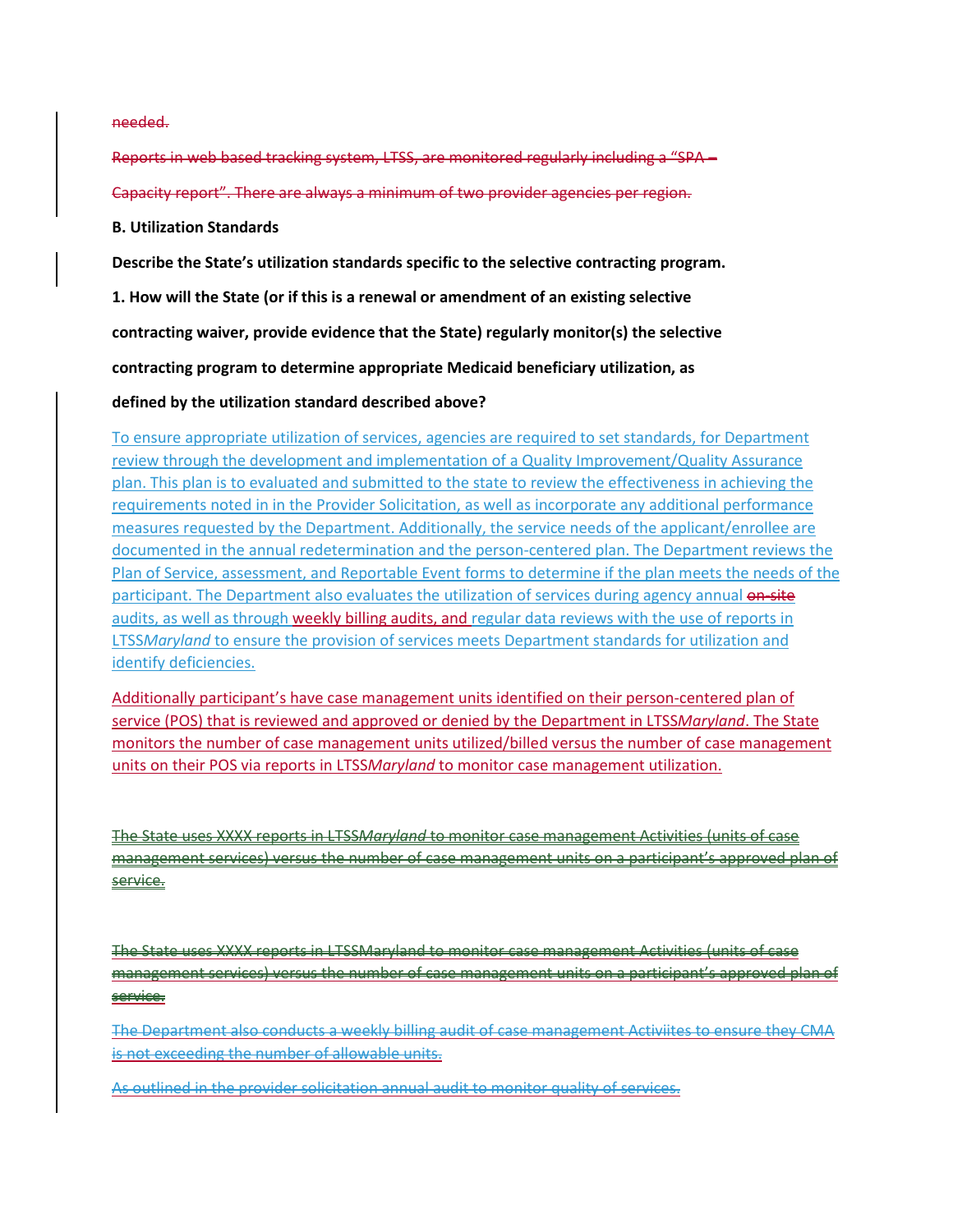needed.

Reports in web based tracking system, LTSS, are monitored regularly including a "SPA – Capacity report". There are always a minimum of two provider agencies per region.

**B. Utilization Standards**

**Describe the State's utilization standards specific to the selective contracting program.**

**1. How will the State (or if this is a renewal or amendment of an existing selective contracting waiver, provide evidence that the State) regularly monitor(s) the selective contracting program to determine appropriate Medicaid beneficiary utilization, as defined by the utilization standard described above?**

To ensure appropriate utilization of services, agencies are required to set standards, for Department review through the development and implementation of a Quality Improvement/Quality Assurance plan. This plan is to evaluated and submitted to the state to review the effectiveness in achieving the requirements noted in in the Provider Solicitation, as well as incorporate any additional performance measures requested by the Department. Additionally, the service needs of the applicant/enrollee are documented in the annual redetermination and the person-centered plan. The Department reviews the Plan of Service, assessment, and Reportable Event forms to determine if the plan meets the needs of the participant. The Department also evaluates the utilization of services during agency annual on-site audits, as well as through weekly billing audits, and regular data reviews with the use of reports in LTSS*Maryland* to ensure the provision of services meets Department standards for utilization and identify deficiencies.

Additionally participant's have case management units identified on their person-centered plan of service (POS) that is reviewed and approved or denied by the Department in LTSS*Maryland*. The State monitors the number of case management units utilized/billed versus the number of case management units on their POS via reports in LTSS*Maryland* to monitor case management utilization.

The State uses XXXX reports in LTSS*Maryland* to monitor case management Activities (units of case management services) versus the number of case management units on a participant's approved plan of service.

The State uses XXXX reports in LTSSMaryland to monitor case management Activities (units of case management services) versus the number of case management units on a participant's approved plan of service.

The Department also conducts a weekly billing audit of case management Activiites to ensure they CMA is not exceeding the number of allowable units.

As outlined in the provider solicitation annual audit to monitor quality of services.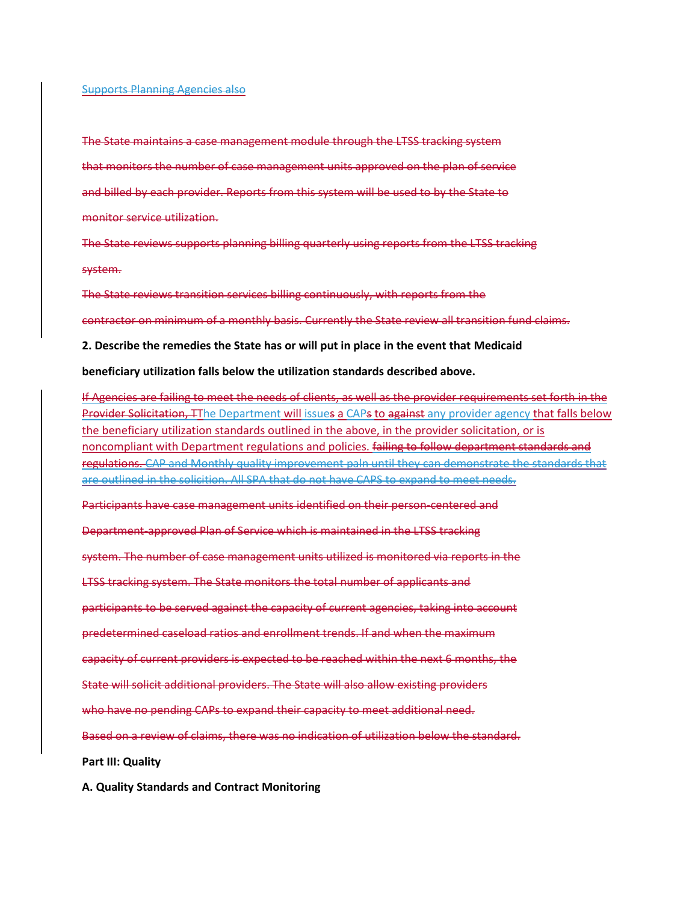Supports Planning Agencies also

The State maintains a case management module through the LTSS tracking system

that monitors the number of case management units approved on the plan of service

and billed by each provider. Reports from this system will be used to by the State to

monitor service utilization.

The State reviews supports planning billing quarterly using reports from the LTSS tracking

system.

The State reviews transition services billing continuously, with reports from the

contractor on minimum of a monthly basis. Currently the State review all transition fund claims.

**2. Describe the remedies the State has or will put in place in the event that Medicaid**

**beneficiary utilization falls below the utilization standards described above.**

If Agencies are failing to meet the needs of clients, as well as the provider requirements set forth in the Provider Solicitation, TThe Department will issues a CAPs to against any provider agency that falls below the beneficiary utilization standards outlined in the above, in the provider solicitation, or is noncompliant with Department regulations and policies. failing to follow department standards and regulations. CAP and Monthly quality improvement paln until they can demonstrate the standards that are outlined in the solicition. All SPA that do not have CAPS to expand to meet needs.

Participants have case management units identified on their person-centered and

Department-approved Plan of Service which is maintained in the LTSS tracking

system. The number of case management units utilized is monitored via reports in the

LTSS tracking system. The State monitors the total number of applicants and

participants to be served against the capacity of current agencies, taking into account

predetermined caseload ratios and enrollment trends. If and when the maximum

capacity of current providers is expected to be reached within the next 6 months, the

State will solicit additional providers. The State will also allow existing providers

who have no pending CAPs to expand their capacity to meet additional need.

Based on a review of claims, there was no indication of utilization below the standard.

**Part III: Quality**

**A. Quality Standards and Contract Monitoring**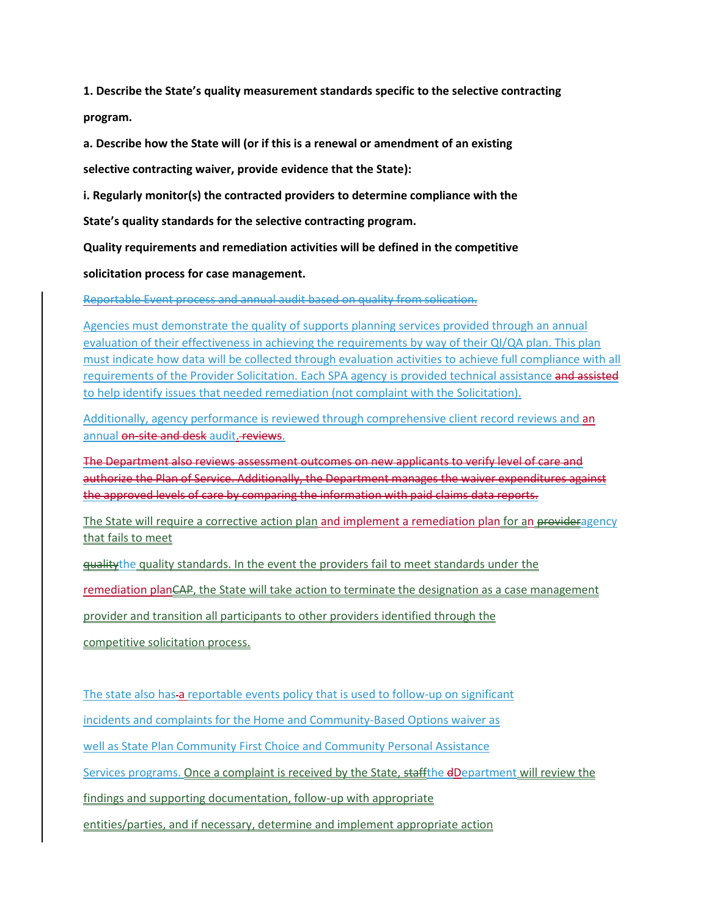**1. Describe the State's quality measurement standards specific to the selective contracting program.**

**a. Describe how the State will (or if this is a renewal or amendment of an existing selective contracting waiver, provide evidence that the State):**

**i. Regularly monitor(s) the contracted providers to determine compliance with the State's quality standards for the selective contracting program.**

**Quality requirements and remediation activities will be defined in the competitive solicitation process for case management.**

~~Reportable Event process and annual audit based on quality from solication.~~

Agencies must demonstrate the quality of supports planning services provided through an annual evaluation of their effectiveness in achieving the requirements by way of their QI/QA plan. This plan must indicate how data will be collected through evaluation activities to achieve full compliance with all requirements of the Provider Solicitation. Each SPA agency is provided technical assistance ~~and assisted~~ to help identify issues that needed remediation (not complaint with the Solicitation).

Additionally, agency performance is reviewed through comprehensive client record reviews and an annual ~~on-site and desk~~ audit~~. reviews~~.

~~The Department also reviews assessment outcomes on new applicants to verify level of care and authorize the Plan of Service. Additionally, the Department manages the waiver expenditures against the approved levels of care by comparing the information with paid claims data reports.~~

The State will require a corrective action plan and implement a remediation plan for an ~~provider~~agency that fails to meet ~~quality~~the quality standards. In the event the providers fail to meet standards under the remediation plan~~CAP~~, the State will take action to terminate the designation as a case management provider and transition all participants to other providers identified through the competitive solicitation process.

The state also has~~-~~a reportable events policy that is used to follow-up on significant incidents and complaints for the Home and Community-Based Options waiver as well as State Plan Community First Choice and Community Personal Assistance Services programs. Once a complaint is received by the State, ~~staff~~the ~~d~~Department will review the findings and supporting documentation, follow-up with appropriate entities/parties, and if necessary, determine and implement appropriate action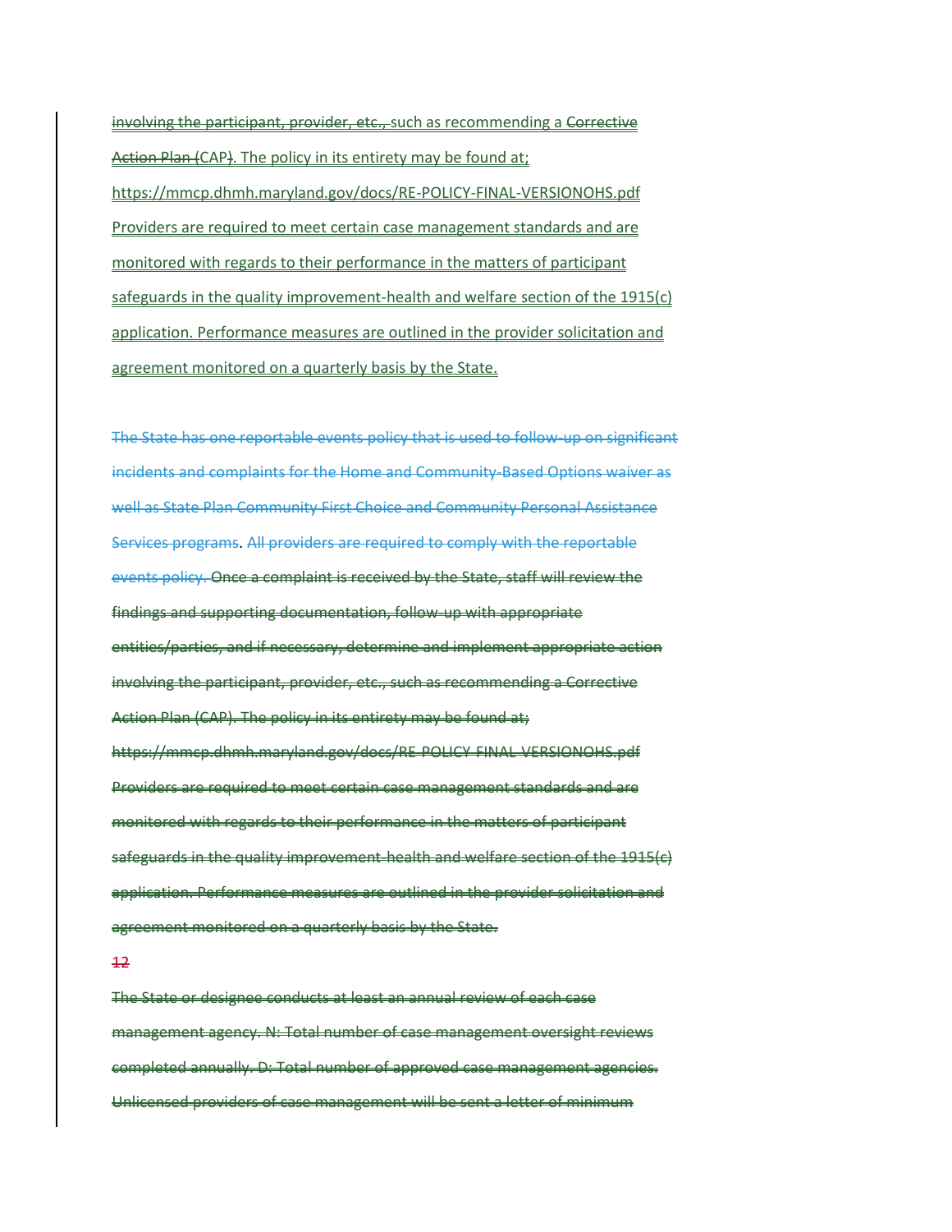involving the participant, provider, etc., such as recommending a Corrective Action Plan (CAP). The policy in its entirety may be found at; https://mmcp.dhmh.maryland.gov/docs/RE-POLICY-FINAL-VERSIONOHS.pdf Providers are required to meet certain case management standards and are monitored with regards to their performance in the matters of participant safeguards in the quality improvement-health and welfare section of the 1915(c) application. Performance measures are outlined in the provider solicitation and agreement monitored on a quarterly basis by the State.

The State has one reportable events policy that is used to follow-up on significant incidents and complaints for the Home and Community-Based Options waiver as well as State Plan Community First Choice and Community Personal Assistance Services programs. All providers are required to comply with the reportable events policy. Once a complaint is received by the State, staff will review the findings and supporting documentation, follow-up with appropriate entities/parties, and if necessary, determine and implement appropriate action involving the participant, provider, etc., such as recommending a Corrective Action Plan (CAP). The policy in its entirety may be found at; https://mmcp.dhmh.maryland.gov/docs/RE-POLICY-FINAL-VERSIONOHS.pdf Providers are required to meet certain case management standards and are monitored with regards to their performance in the matters of participant safeguards in the quality improvement-health and welfare section of the 1915(c) application. Performance measures are outlined in the provider solicitation and agreement monitored on a quarterly basis by the State.

12

The State or designee conducts at least an annual review of each case management agency. N: Total number of case management oversight reviews completed annually. D: Total number of approved case management agencies. Unlicensed providers of case management will be sent a letter of minimum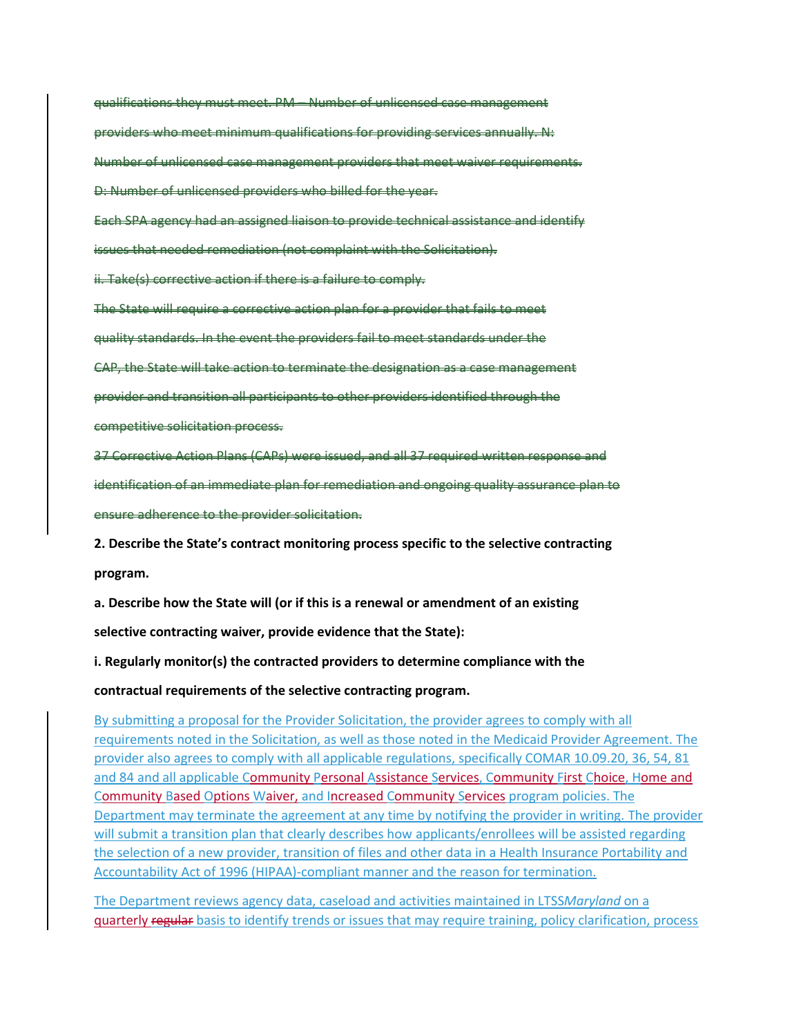~~qualifications they must meet. PM – Number of unlicensed case management providers who meet minimum qualifications for providing services annually. N: Number of unlicensed case management providers that meet waiver requirements. D: Number of unlicensed providers who billed for the year.~~

~~Each SPA agency had an assigned liaison to provide technical assistance and identify issues that needed remediation (not complaint with the Solicitation).~~

~~ii. Take(s) corrective action if there is a failure to comply.~~

~~The State will require a corrective action plan for a provider that fails to meet quality standards. In the event the providers fail to meet standards under the CAP, the State will take action to terminate the designation as a case management provider and transition all participants to other providers identified through the competitive solicitation process.~~

~~37 Corrective Action Plans (CAPs) were issued, and all 37 required written response and identification of an immediate plan for remediation and ongoing quality assurance plan to ensure adherence to the provider solicitation.~~

**2. Describe the State's contract monitoring process specific to the selective contracting program.**

**a. Describe how the State will (or if this is a renewal or amendment of an existing selective contracting waiver, provide evidence that the State):**

**i. Regularly monitor(s) the contracted providers to determine compliance with the contractual requirements of the selective contracting program.**

By submitting a proposal for the Provider Solicitation, the provider agrees to comply with all requirements noted in the Solicitation, as well as those noted in the Medicaid Provider Agreement. The provider also agrees to comply with all applicable regulations, specifically COMAR 10.09.20, 36, 54, 81 and 84 and all applicable Community Personal Assistance Services, Community First Choice, Home and Community Based Options Waiver, and Increased Community Services program policies. The Department may terminate the agreement at any time by notifying the provider in writing. The provider will submit a transition plan that clearly describes how applicants/enrollees will be assisted regarding the selection of a new provider, transition of files and other data in a Health Insurance Portability and Accountability Act of 1996 (HIPAA)-compliant manner and the reason for termination.

The Department reviews agency data, caseload and activities maintained in LTSS*Maryland* on a quarterly ~~regular~~ basis to identify trends or issues that may require training, policy clarification, process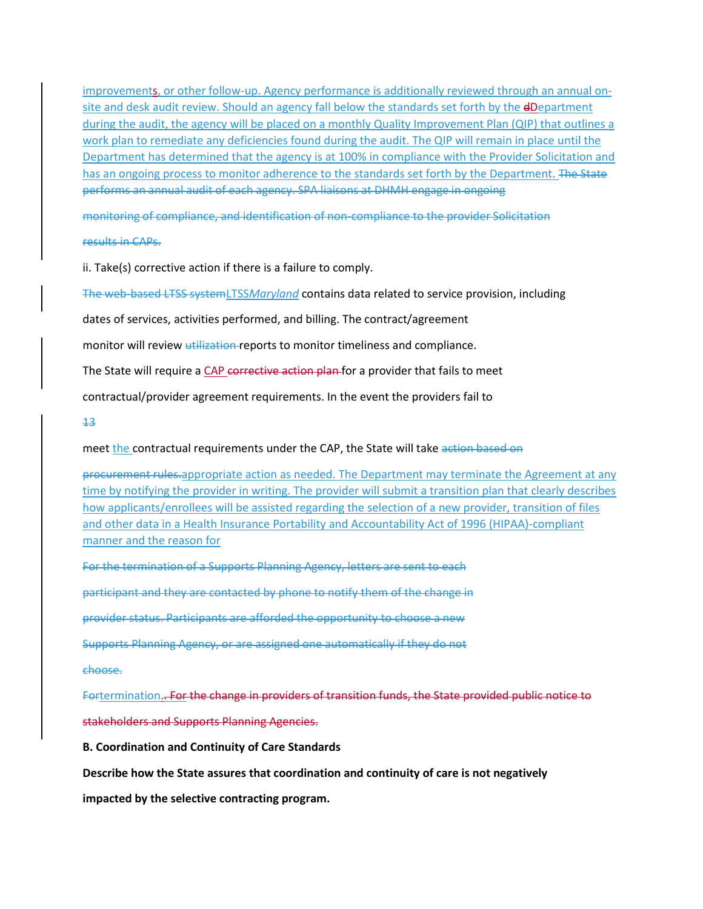improvements, or other follow-up. Agency performance is additionally reviewed through an annual on-site and desk audit review. Should an agency fall below the standards set forth by the dDepartment during the audit, the agency will be placed on a monthly Quality Improvement Plan (QIP) that outlines a work plan to remediate any deficiencies found during the audit. The QIP will remain in place until the Department has determined that the agency is at 100% in compliance with the Provider Solicitation and has an ongoing process to monitor adherence to the standards set forth by the Department. ~~The State performs an annual audit of each agency. SPA liaisons at DHMH engage in ongoing~~

~~monitoring of compliance, and identification of non-compliance to the provider Solicitation~~

~~results in CAPs.~~

ii. Take(s) corrective action if there is a failure to comply.

~~The web-based LTSS system~~LTSS*Maryland* contains data related to service provision, including

dates of services, activities performed, and billing. The contract/agreement

monitor will review ~~utilization~~ reports to monitor timeliness and compliance.

The State will require a CAP ~~corrective action plan~~ for a provider that fails to meet

contractual/provider agreement requirements. In the event the providers fail to

~~13~~

meet the contractual requirements under the CAP, the State will take ~~action based on~~

~~procurement rules.~~appropriate action as needed. The Department may terminate the Agreement at any time by notifying the provider in writing. The provider will submit a transition plan that clearly describes how applicants/enrollees will be assisted regarding the selection of a new provider, transition of files and other data in a Health Insurance Portability and Accountability Act of 1996 (HIPAA)-compliant manner and the reason for

~~For the termination of a Supports Planning Agency, letters are sent to each~~

~~participant and they are contacted by phone to notify them of the change in~~

~~provider status. Participants are afforded the opportunity to choose a new~~

~~Supports Planning Agency, or are assigned one automatically if they do not~~

~~choose.~~

~~For~~termination.~~. For the change in providers of transition funds, the State provided public notice to~~

~~stakeholders and Supports Planning Agencies.~~

**B. Coordination and Continuity of Care Standards**

**Describe how the State assures that coordination and continuity of care is not negatively impacted by the selective contracting program.**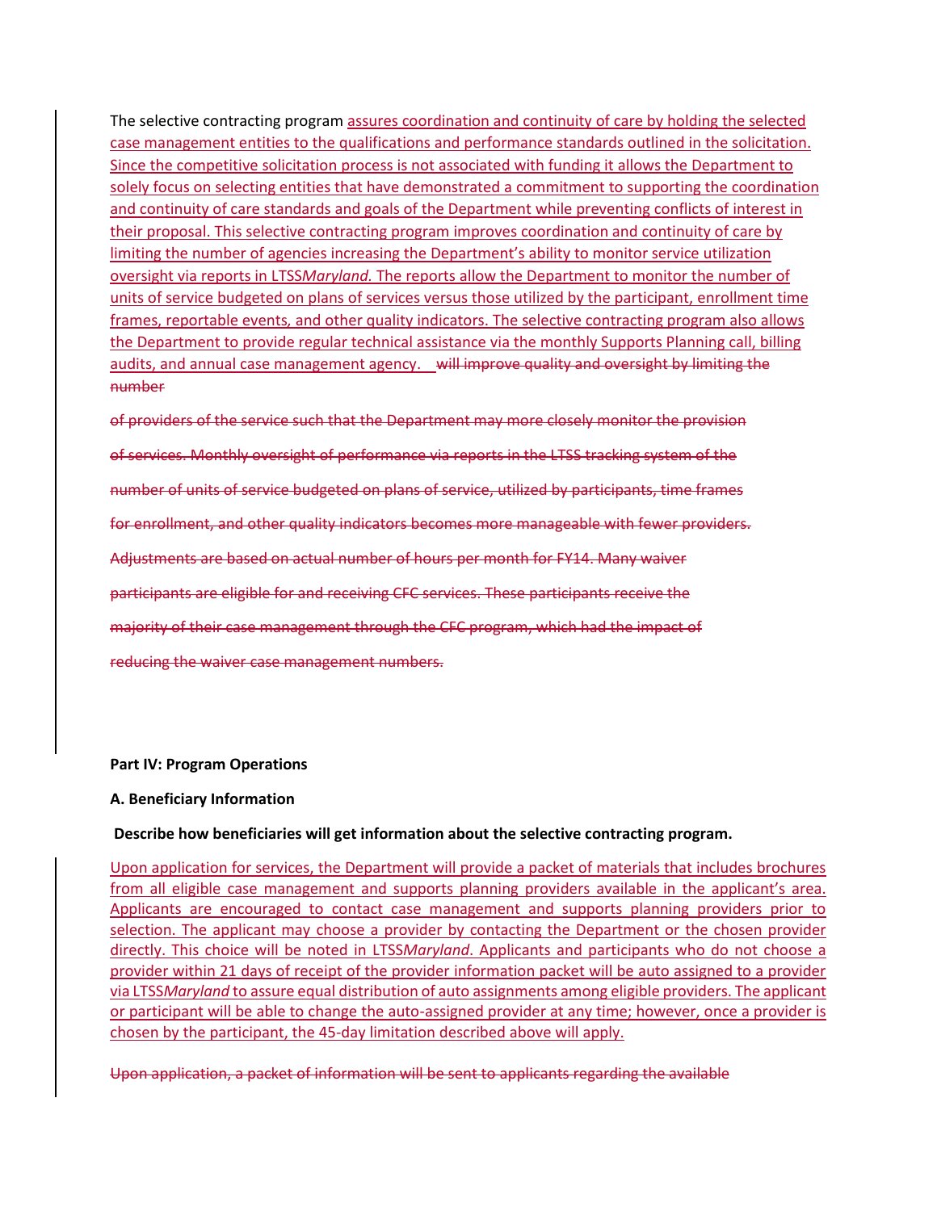The selective contracting program assures coordination and continuity of care by holding the selected case management entities to the qualifications and performance standards outlined in the solicitation. Since the competitive solicitation process is not associated with funding it allows the Department to solely focus on selecting entities that have demonstrated a commitment to supporting the coordination and continuity of care standards and goals of the Department while preventing conflicts of interest in their proposal. This selective contracting program improves coordination and continuity of care by limiting the number of agencies increasing the Department's ability to monitor service utilization oversight via reports in LTSS*Maryland.* The reports allow the Department to monitor the number of units of service budgeted on plans of services versus those utilized by the participant, enrollment time frames, reportable events, and other quality indicators. The selective contracting program also allows the Department to provide regular technical assistance via the monthly Supports Planning call, billing audits, and annual case management agency. ~~will improve quality and oversight by limiting the number~~

~~of providers of the service such that the Department may more closely monitor the provision~~

~~of services. Monthly oversight of performance via reports in the LTSS tracking system of the~~

~~number of units of service budgeted on plans of service, utilized by participants, time frames~~

~~for enrollment, and other quality indicators becomes more manageable with fewer providers.~~

~~Adjustments are based on actual number of hours per month for FY14. Many waiver~~

~~participants are eligible for and receiving CFC services. These participants receive the~~

~~majority of their case management through the CFC program, which had the impact of~~

~~reducing the waiver case management numbers.~~

**Part IV: Program Operations**

**A. Beneficiary Information**

**Describe how beneficiaries will get information about the selective contracting program.**

Upon application for services, the Department will provide a packet of materials that includes brochures from all eligible case management and supports planning providers available in the applicant's area. Applicants are encouraged to contact case management and supports planning providers prior to selection. The applicant may choose a provider by contacting the Department or the chosen provider directly. This choice will be noted in LTSS*Maryland*. Applicants and participants who do not choose a provider within 21 days of receipt of the provider information packet will be auto assigned to a provider via LTSS*Maryland* to assure equal distribution of auto assignments among eligible providers. The applicant or participant will be able to change the auto-assigned provider at any time; however, once a provider is chosen by the participant, the 45-day limitation described above will apply.

~~Upon application, a packet of information will be sent to applicants regarding the available~~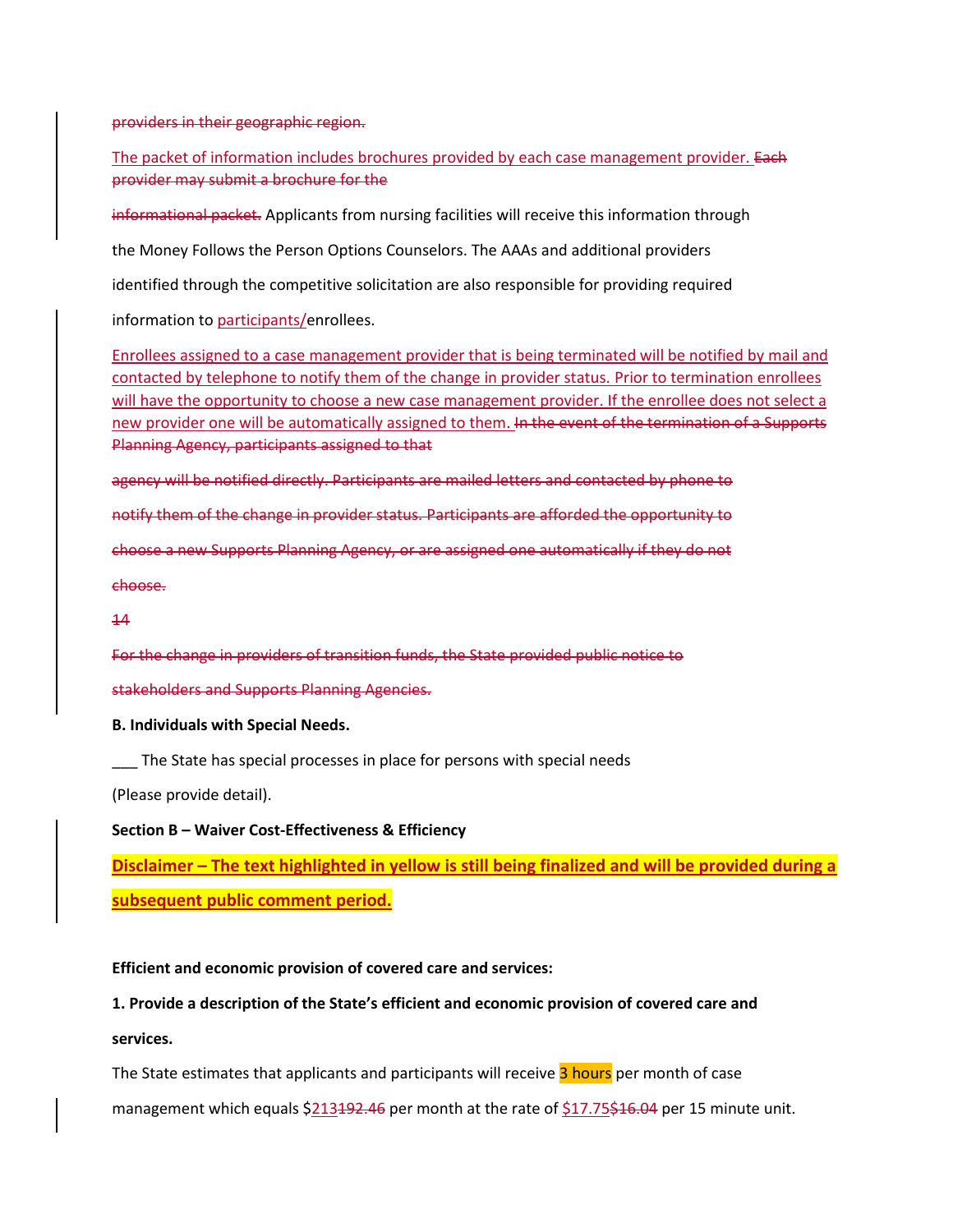~~providers in their geographic region.~~

The packet of information includes brochures provided by each case management provider. ~~Each provider may submit a brochure for the~~

~~informational packet.~~ Applicants from nursing facilities will receive this information through

the Money Follows the Person Options Counselors. The AAAs and additional providers

identified through the competitive solicitation are also responsible for providing required

information to participants/enrollees.

Enrollees assigned to a case management provider that is being terminated will be notified by mail and contacted by telephone to notify them of the change in provider status. Prior to termination enrollees will have the opportunity to choose a new case management provider. If the enrollee does not select a new provider one will be automatically assigned to them. ~~In the event of the termination of a Supports Planning Agency, participants assigned to that~~

~~agency will be notified directly. Participants are mailed letters and contacted by phone to~~

~~notify them of the change in provider status. Participants are afforded the opportunity to~~

~~choose a new Supports Planning Agency, or are assigned one automatically if they do not~~

~~choose.~~

~~14~~

~~For the change in providers of transition funds, the State provided public notice to~~

~~stakeholders and Supports Planning Agencies.~~

**B. Individuals with Special Needs.**

___ The State has special processes in place for persons with special needs

(Please provide detail).

**Section B – Waiver Cost-Effectiveness & Efficiency**

**Disclaimer – The text highlighted in yellow is still being finalized and will be provided during a subsequent public comment period.**

**Efficient and economic provision of covered care and services:**

**1. Provide a description of the State's efficient and economic provision of covered care and services.**

The State estimates that applicants and participants will receive 3 hours per month of case

management which equals $213~~192.46~~ per month at the rate of $17.75~~$16.04~~ per 15 minute unit.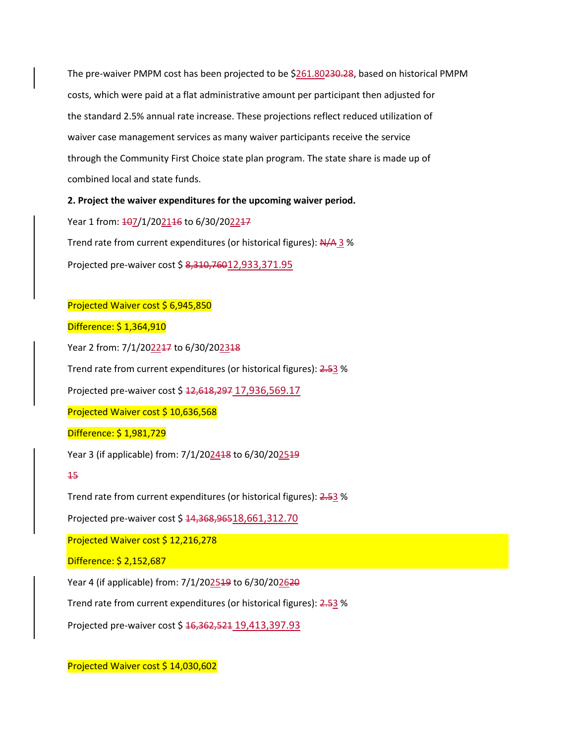The pre-waiver PMPM cost has been projected to be $261.80~~230.28~~, based on historical PMPM costs, which were paid at a flat administrative amount per participant then adjusted for the standard 2.5% annual rate increase. These projections reflect reduced utilization of waiver case management services as many waiver participants receive the service through the Community First Choice state plan program. The state share is made up of combined local and state funds.

**2. Project the waiver expenditures for the upcoming waiver period.**

Year 1 from: ~~10~~7/1/2021~~16~~ to 6/30/2022~~17~~

Trend rate from current expenditures (or historical figures): ~~N/A~~ 3 %

Projected pre-waiver cost $ ~~8,310,760~~12,933,371.95

Projected Waiver cost $ 6,945,850

Difference: $ 1,364,910

Year 2 from: 7/1/2022~~17~~ to 6/30/2023~~18~~

Trend rate from current expenditures (or historical figures): ~~2.5~~3 %

Projected pre-waiver cost $ ~~12,618,297~~ 17,936,569.17

Projected Waiver cost $ 10,636,568

Difference: $ 1,981,729

Year 3 (if applicable) from: 7/1/2024~~18~~ to 6/30/2025~~19~~

~~15~~

Trend rate from current expenditures (or historical figures): ~~2.5~~3 %

Projected pre-waiver cost $ ~~14,368,965~~18,661,312.70

Projected Waiver cost $ 12,216,278

Difference: $ 2,152,687

Year 4 (if applicable) from: 7/1/2025~~19~~ to 6/30/2026~~20~~

Trend rate from current expenditures (or historical figures): ~~2.5~~3 %

Projected pre-waiver cost $ ~~16,362,521~~ 19,413,397.93

Projected Waiver cost $ 14,030,602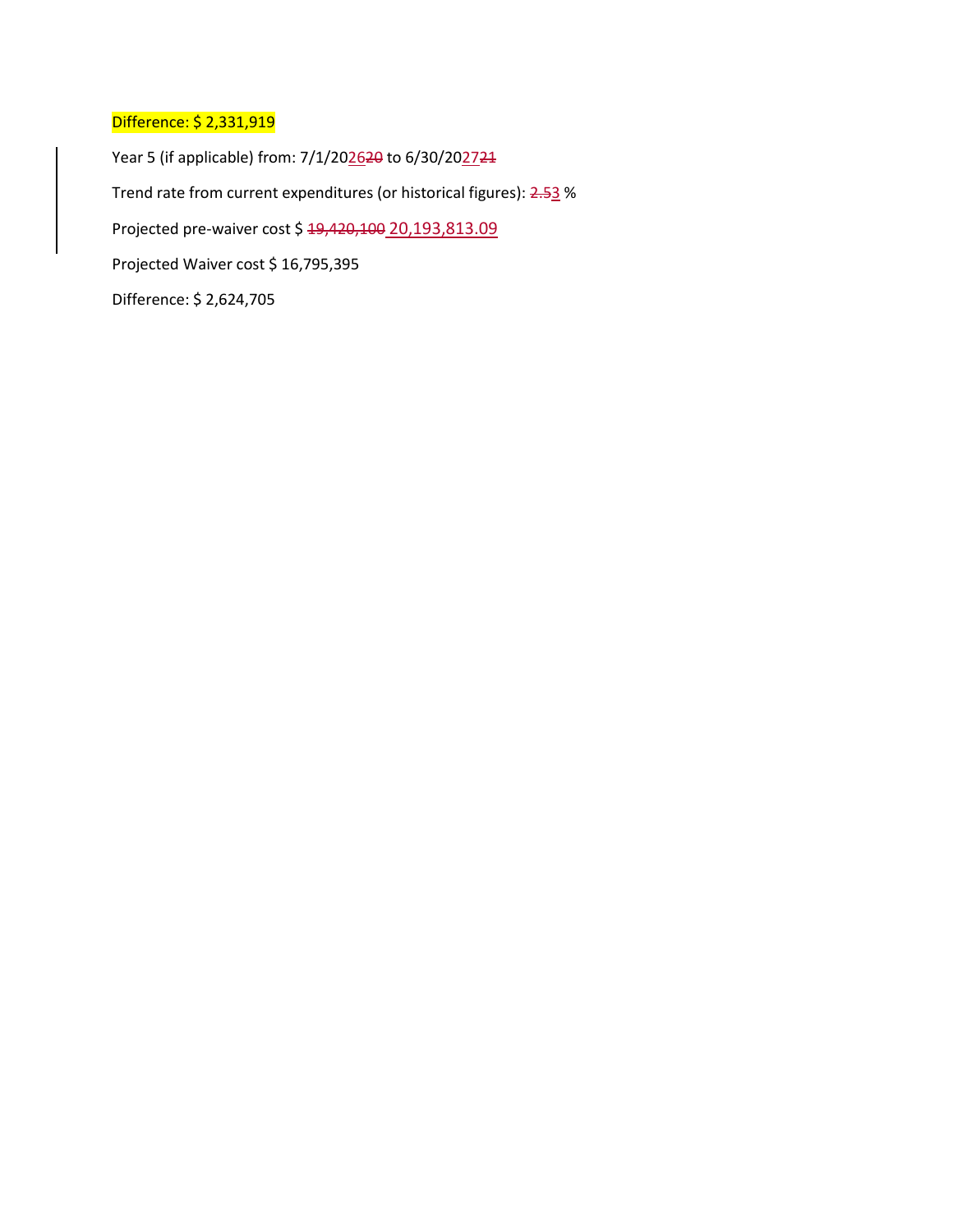Difference: $ 2,331,919

Year 5 (if applicable) from: 7/1/2026~~20~~ to 6/30/2027~~21~~

Trend rate from current expenditures (or historical figures): ~~2.5~~3 %

Projected pre-waiver cost $ ~~19,420,100~~ 20,193,813.09

Projected Waiver cost $ 16,795,395

Difference: $ 2,624,705